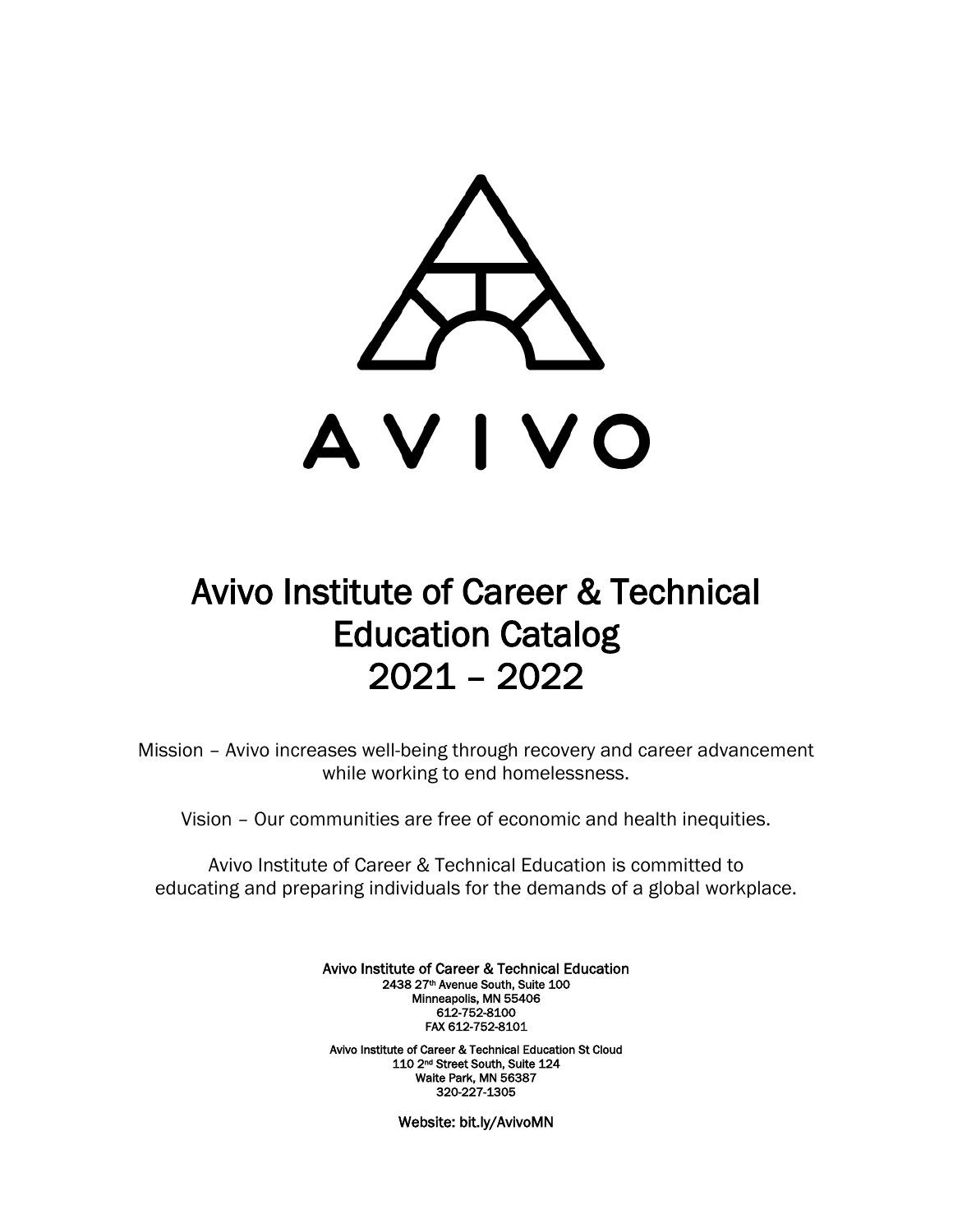AVIVO

# Avivo Institute of Career & Technical Education Catalog 2021 – 2022

Mission – Avivo increases well-being through recovery and career advancement while working to end homelessness.

Vision – Our communities are free of economic and health inequities.

Avivo Institute of Career & Technical Education is committed to educating and preparing individuals for the demands of a global workplace.

**Avivo Institute of Career & Technical Education**
2438 27th Avenue South, Suite 100
Minneapolis, MN 55406
612-752-8100
FAX 612-752-8101

Avivo Institute of Career & Technical Education St Cloud
110 2nd Street South, Suite 124
Waite Park, MN 56387
320-227-1305

Website: bit.ly/AvivoMN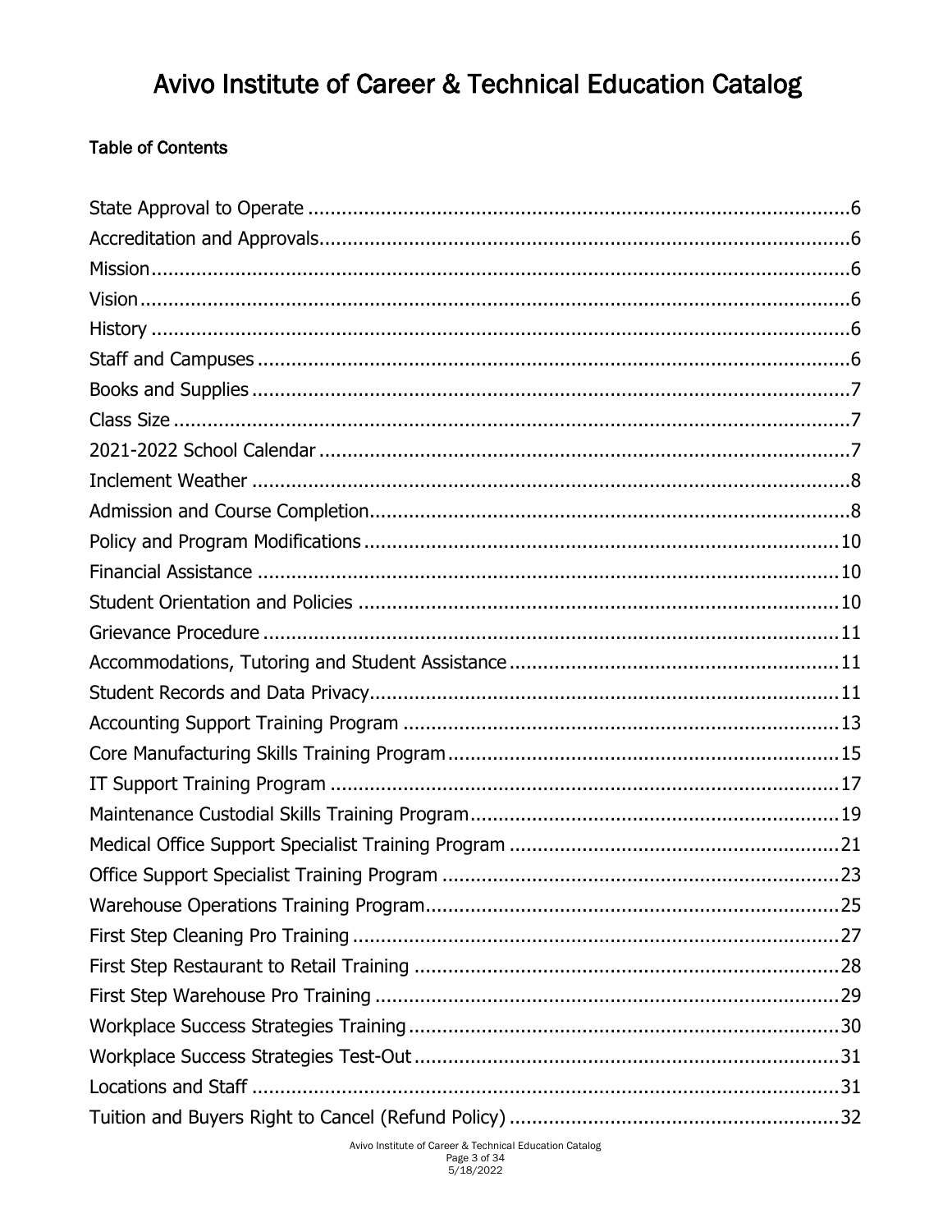# Avivo Institute of Career & Technical Education Catalog

**Table of Contents**

State Approval to Operate ....................................................................................6
Accreditation and Approvals.................................................................................6
Mission.................................................................................................................6
Vision...................................................................................................................6
History .................................................................................................................6
Staff and Campuses .............................................................................................6
Books and Supplies ..............................................................................................7
Class Size .............................................................................................................7
2021-2022 School Calendar ..................................................................................7
Inclement Weather ...............................................................................................8
Admission and Course Completion.........................................................................8
Policy and Program Modifications ........................................................................10
Financial Assistance ...........................................................................................10
Student Orientation and Policies .........................................................................10
Grievance Procedure ...........................................................................................11
Accommodations, Tutoring and Student Assistance ..............................................11
Student Records and Data Privacy.......................................................................11
Accounting Support Training Program .................................................................13
Core Manufacturing Skills Training Program .........................................................15
IT Support Training Program ...............................................................................17
Maintenance Custodial Skills Training Program.....................................................19
Medical Office Support Specialist Training Program ..............................................21
Office Support Specialist Training Program ..........................................................23
Warehouse Operations Training Program.............................................................25
First Step Cleaning Pro Training ..........................................................................27
First Step Restaurant to Retail Training ...............................................................28
First Step Warehouse Pro Training ......................................................................29
Workplace Success Strategies Training................................................................30
Workplace Success Strategies Test-Out ...............................................................31
Locations and Staff .............................................................................................31
Tuition and Buyers Right to Cancel (Refund Policy) ..............................................32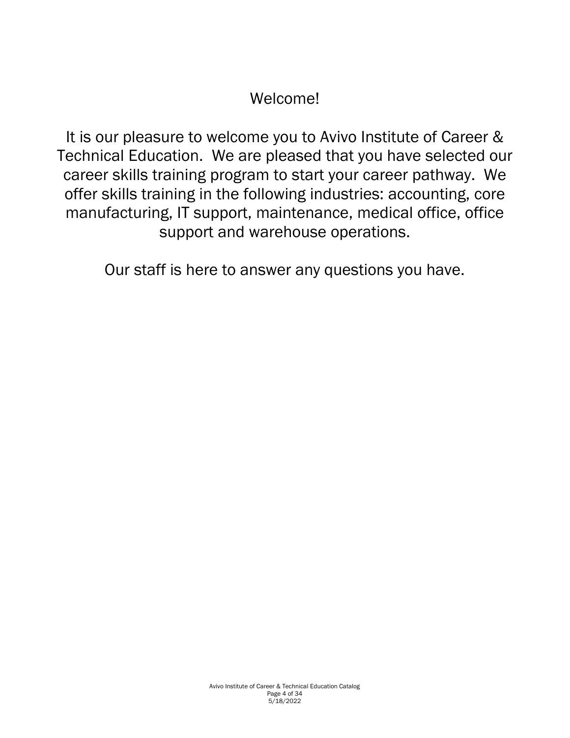# Welcome!

It is our pleasure to welcome you to Avivo Institute of Career & Technical Education. We are pleased that you have selected our career skills training program to start your career pathway. We offer skills training in the following industries: accounting, core manufacturing, IT support, maintenance, medical office, office support and warehouse operations.

Our staff is here to answer any questions you have.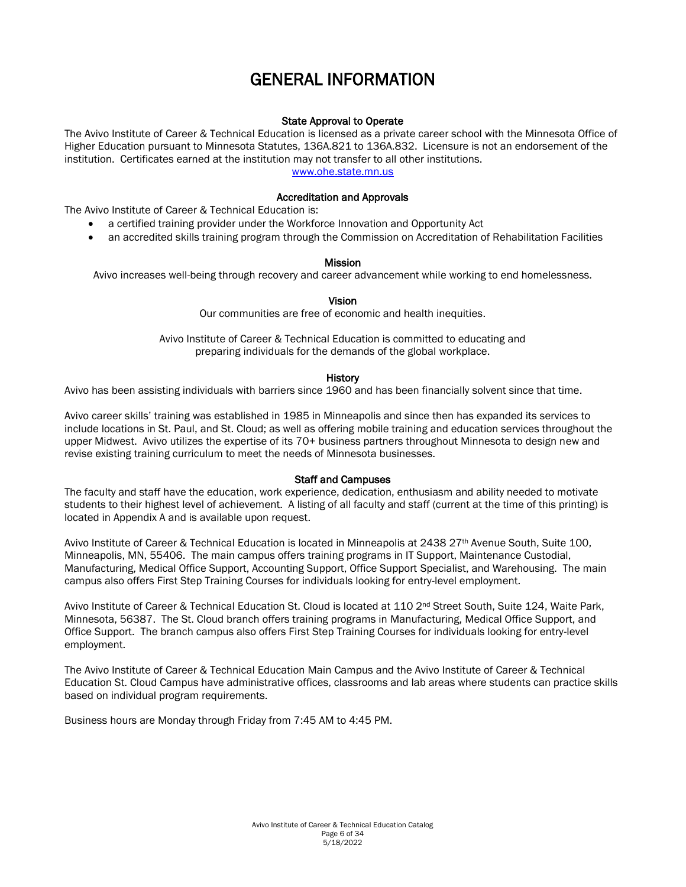# GENERAL INFORMATION

### State Approval to Operate

The Avivo Institute of Career & Technical Education is licensed as a private career school with the Minnesota Office of Higher Education pursuant to Minnesota Statutes, 136A.821 to 136A.832. Licensure is not an endorsement of the institution. Certificates earned at the institution may not transfer to all other institutions.

www.ohe.state.mn.us

### Accreditation and Approvals

The Avivo Institute of Career & Technical Education is:

- a certified training provider under the Workforce Innovation and Opportunity Act
- an accredited skills training program through the Commission on Accreditation of Rehabilitation Facilities

### Mission

Avivo increases well-being through recovery and career advancement while working to end homelessness.

### Vision

Our communities are free of economic and health inequities.

Avivo Institute of Career & Technical Education is committed to educating and preparing individuals for the demands of the global workplace.

### History

Avivo has been assisting individuals with barriers since 1960 and has been financially solvent since that time.

Avivo career skills' training was established in 1985 in Minneapolis and since then has expanded its services to include locations in St. Paul, and St. Cloud; as well as offering mobile training and education services throughout the upper Midwest. Avivo utilizes the expertise of its 70+ business partners throughout Minnesota to design new and revise existing training curriculum to meet the needs of Minnesota businesses.

### Staff and Campuses

The faculty and staff have the education, work experience, dedication, enthusiasm and ability needed to motivate students to their highest level of achievement. A listing of all faculty and staff (current at the time of this printing) is located in Appendix A and is available upon request.

Avivo Institute of Career & Technical Education is located in Minneapolis at 2438 27th Avenue South, Suite 100, Minneapolis, MN, 55406. The main campus offers training programs in IT Support, Maintenance Custodial, Manufacturing, Medical Office Support, Accounting Support, Office Support Specialist, and Warehousing. The main campus also offers First Step Training Courses for individuals looking for entry-level employment.

Avivo Institute of Career & Technical Education St. Cloud is located at 110 2nd Street South, Suite 124, Waite Park, Minnesota, 56387. The St. Cloud branch offers training programs in Manufacturing, Medical Office Support, and Office Support. The branch campus also offers First Step Training Courses for individuals looking for entry-level employment.

The Avivo Institute of Career & Technical Education Main Campus and the Avivo Institute of Career & Technical Education St. Cloud Campus have administrative offices, classrooms and lab areas where students can practice skills based on individual program requirements.

Business hours are Monday through Friday from 7:45 AM to 4:45 PM.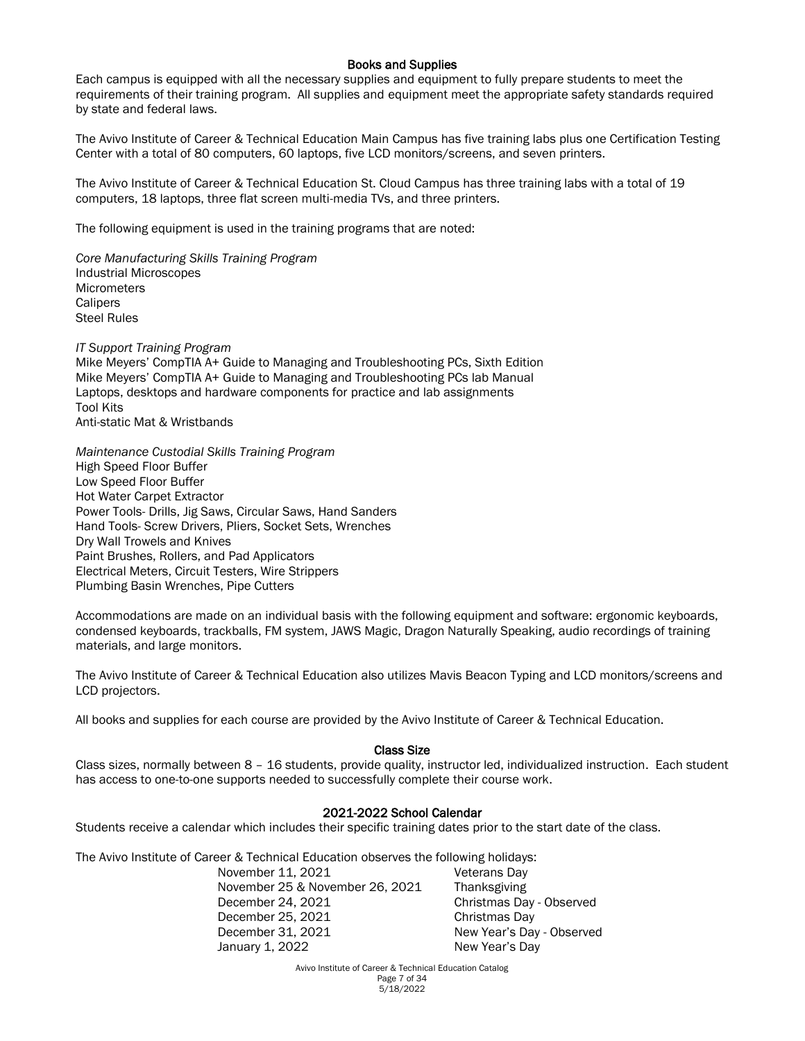## Books and Supplies

Each campus is equipped with all the necessary supplies and equipment to fully prepare students to meet the requirements of their training program. All supplies and equipment meet the appropriate safety standards required by state and federal laws.

The Avivo Institute of Career & Technical Education Main Campus has five training labs plus one Certification Testing Center with a total of 80 computers, 60 laptops, five LCD monitors/screens, and seven printers.

The Avivo Institute of Career & Technical Education St. Cloud Campus has three training labs with a total of 19 computers, 18 laptops, three flat screen multi-media TVs, and three printers.

The following equipment is used in the training programs that are noted:

*Core Manufacturing Skills Training Program*
Industrial Microscopes
Micrometers
Calipers
Steel Rules

*IT Support Training Program*
Mike Meyers' CompTIA A+ Guide to Managing and Troubleshooting PCs, Sixth Edition
Mike Meyers' CompTIA A+ Guide to Managing and Troubleshooting PCs lab Manual
Laptops, desktops and hardware components for practice and lab assignments
Tool Kits
Anti-static Mat & Wristbands

*Maintenance Custodial Skills Training Program*
High Speed Floor Buffer
Low Speed Floor Buffer
Hot Water Carpet Extractor
Power Tools- Drills, Jig Saws, Circular Saws, Hand Sanders
Hand Tools- Screw Drivers, Pliers, Socket Sets, Wrenches
Dry Wall Trowels and Knives
Paint Brushes, Rollers, and Pad Applicators
Electrical Meters, Circuit Testers, Wire Strippers
Plumbing Basin Wrenches, Pipe Cutters

Accommodations are made on an individual basis with the following equipment and software: ergonomic keyboards, condensed keyboards, trackballs, FM system, JAWS Magic, Dragon Naturally Speaking, audio recordings of training materials, and large monitors.

The Avivo Institute of Career & Technical Education also utilizes Mavis Beacon Typing and LCD monitors/screens and LCD projectors.

All books and supplies for each course are provided by the Avivo Institute of Career & Technical Education.

## Class Size

Class sizes, normally between 8 – 16 students, provide quality, instructor led, individualized instruction. Each student has access to one-to-one supports needed to successfully complete their course work.

## 2021-2022 School Calendar

Students receive a calendar which includes their specific training dates prior to the start date of the class.

The Avivo Institute of Career & Technical Education observes the following holidays:

| Date | Holiday |
|---|---|
| November 11, 2021 | Veterans Day |
| November 25 & November 26, 2021 | Thanksgiving |
| December 24, 2021 | Christmas Day - Observed |
| December 25, 2021 | Christmas Day |
| December 31, 2021 | New Year's Day - Observed |
| January 1, 2022 | New Year's Day |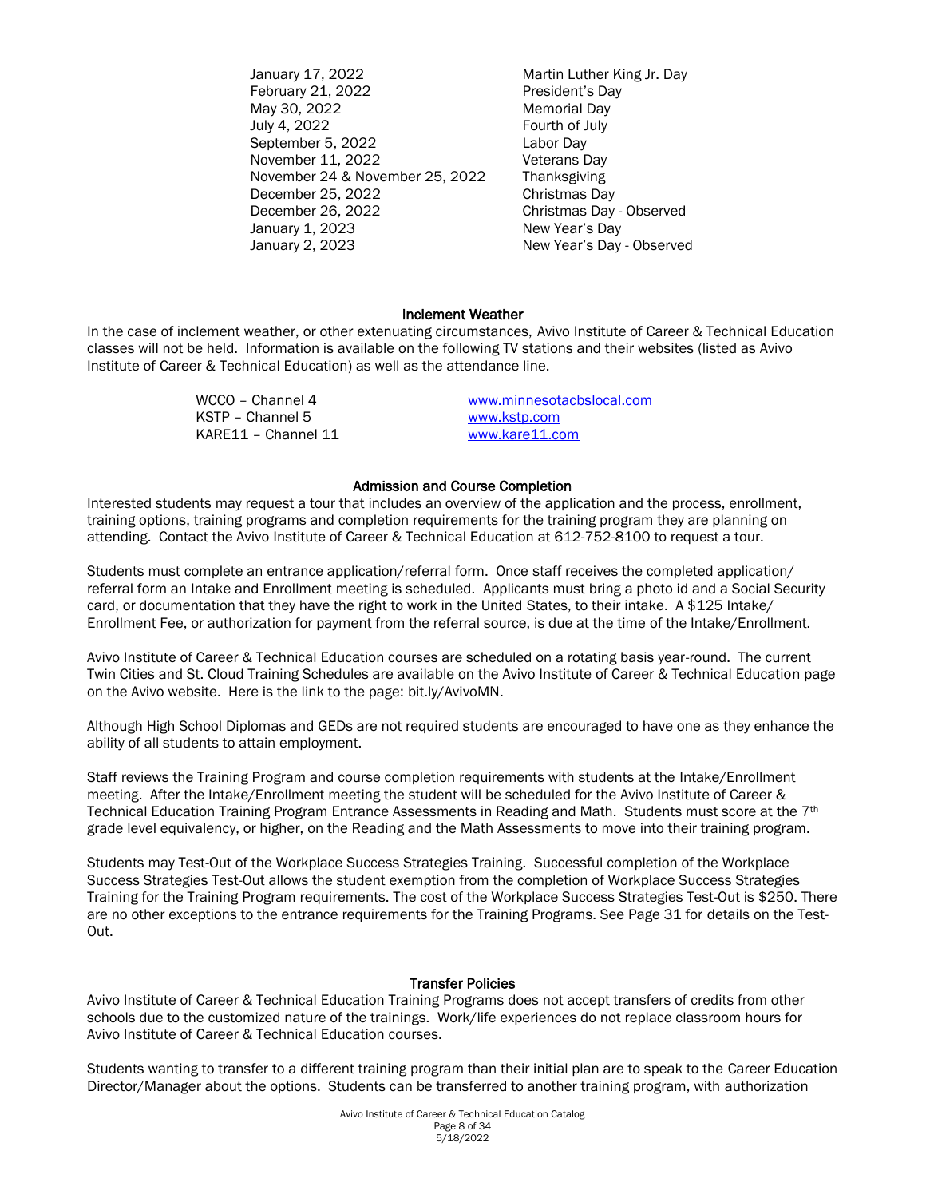| | |
|---|---|
| January 17, 2022 | Martin Luther King Jr. Day |
| February 21, 2022 | President's Day |
| May 30, 2022 | Memorial Day |
| July 4, 2022 | Fourth of July |
| September 5, 2022 | Labor Day |
| November 11, 2022 | Veterans Day |
| November 24 & November 25, 2022 | Thanksgiving |
| December 25, 2022 | Christmas Day |
| December 26, 2022 | Christmas Day - Observed |
| January 1, 2023 | New Year's Day |
| January 2, 2023 | New Year's Day - Observed |

## Inclement Weather

In the case of inclement weather, or other extenuating circumstances, Avivo Institute of Career & Technical Education classes will not be held. Information is available on the following TV stations and their websites (listed as Avivo Institute of Career & Technical Education) as well as the attendance line.

| | |
|---|---|
| WCCO – Channel 4 | www.minnesotacbslocal.com |
| KSTP – Channel 5 | www.kstp.com |
| KARE11 – Channel 11 | www.kare11.com |

## Admission and Course Completion

Interested students may request a tour that includes an overview of the application and the process, enrollment, training options, training programs and completion requirements for the training program they are planning on attending. Contact the Avivo Institute of Career & Technical Education at 612-752-8100 to request a tour.

Students must complete an entrance application/referral form. Once staff receives the completed application/ referral form an Intake and Enrollment meeting is scheduled. Applicants must bring a photo id and a Social Security card, or documentation that they have the right to work in the United States, to their intake. A $125 Intake/ Enrollment Fee, or authorization for payment from the referral source, is due at the time of the Intake/Enrollment.

Avivo Institute of Career & Technical Education courses are scheduled on a rotating basis year-round. The current Twin Cities and St. Cloud Training Schedules are available on the Avivo Institute of Career & Technical Education page on the Avivo website. Here is the link to the page: bit.ly/AvivoMN.

Although High School Diplomas and GEDs are not required students are encouraged to have one as they enhance the ability of all students to attain employment.

Staff reviews the Training Program and course completion requirements with students at the Intake/Enrollment meeting. After the Intake/Enrollment meeting the student will be scheduled for the Avivo Institute of Career & Technical Education Training Program Entrance Assessments in Reading and Math. Students must score at the 7th grade level equivalency, or higher, on the Reading and the Math Assessments to move into their training program.

Students may Test-Out of the Workplace Success Strategies Training. Successful completion of the Workplace Success Strategies Test-Out allows the student exemption from the completion of Workplace Success Strategies Training for the Training Program requirements. The cost of the Workplace Success Strategies Test-Out is $250. There are no other exceptions to the entrance requirements for the Training Programs. See Page 31 for details on the Test-Out.

## Transfer Policies

Avivo Institute of Career & Technical Education Training Programs does not accept transfers of credits from other schools due to the customized nature of the trainings. Work/life experiences do not replace classroom hours for Avivo Institute of Career & Technical Education courses.

Students wanting to transfer to a different training program than their initial plan are to speak to the Career Education Director/Manager about the options. Students can be transferred to another training program, with authorization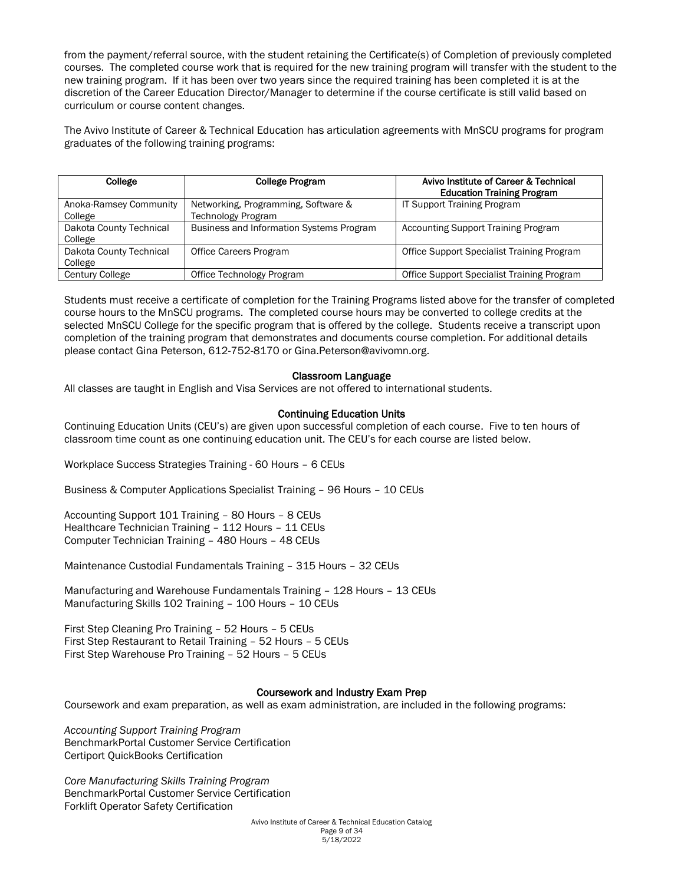from the payment/referral source, with the student retaining the Certificate(s) of Completion of previously completed courses. The completed course work that is required for the new training program will transfer with the student to the new training program. If it has been over two years since the required training has been completed it is at the discretion of the Career Education Director/Manager to determine if the course certificate is still valid based on curriculum or course content changes.

The Avivo Institute of Career & Technical Education has articulation agreements with MnSCU programs for program graduates of the following training programs:

| College | College Program | Avivo Institute of Career & Technical Education Training Program |
|---|---|---|
| Anoka-Ramsey Community College | Networking, Programming, Software & Technology Program | IT Support Training Program |
| Dakota County Technical College | Business and Information Systems Program | Accounting Support Training Program |
| Dakota County Technical College | Office Careers Program | Office Support Specialist Training Program |
| Century College | Office Technology Program | Office Support Specialist Training Program |

Students must receive a certificate of completion for the Training Programs listed above for the transfer of completed course hours to the MnSCU programs. The completed course hours may be converted to college credits at the selected MnSCU College for the specific program that is offered by the college. Students receive a transcript upon completion of the training program that demonstrates and documents course completion. For additional details please contact Gina Peterson, 612-752-8170 or Gina.Peterson@avivomn.org.

## Classroom Language

All classes are taught in English and Visa Services are not offered to international students.

## Continuing Education Units

Continuing Education Units (CEU's) are given upon successful completion of each course. Five to ten hours of classroom time count as one continuing education unit. The CEU's for each course are listed below.

Workplace Success Strategies Training - 60 Hours – 6 CEUs

Business & Computer Applications Specialist Training – 96 Hours – 10 CEUs

Accounting Support 101 Training – 80 Hours – 8 CEUs
Healthcare Technician Training – 112 Hours – 11 CEUs
Computer Technician Training – 480 Hours – 48 CEUs

Maintenance Custodial Fundamentals Training – 315 Hours – 32 CEUs

Manufacturing and Warehouse Fundamentals Training – 128 Hours – 13 CEUs
Manufacturing Skills 102 Training – 100 Hours – 10 CEUs

First Step Cleaning Pro Training – 52 Hours – 5 CEUs
First Step Restaurant to Retail Training – 52 Hours – 5 CEUs
First Step Warehouse Pro Training – 52 Hours – 5 CEUs

## Coursework and Industry Exam Prep

Coursework and exam preparation, as well as exam administration, are included in the following programs:

*Accounting Support Training Program*
BenchmarkPortal Customer Service Certification
Certiport QuickBooks Certification

*Core Manufacturing Skills Training Program*
BenchmarkPortal Customer Service Certification
Forklift Operator Safety Certification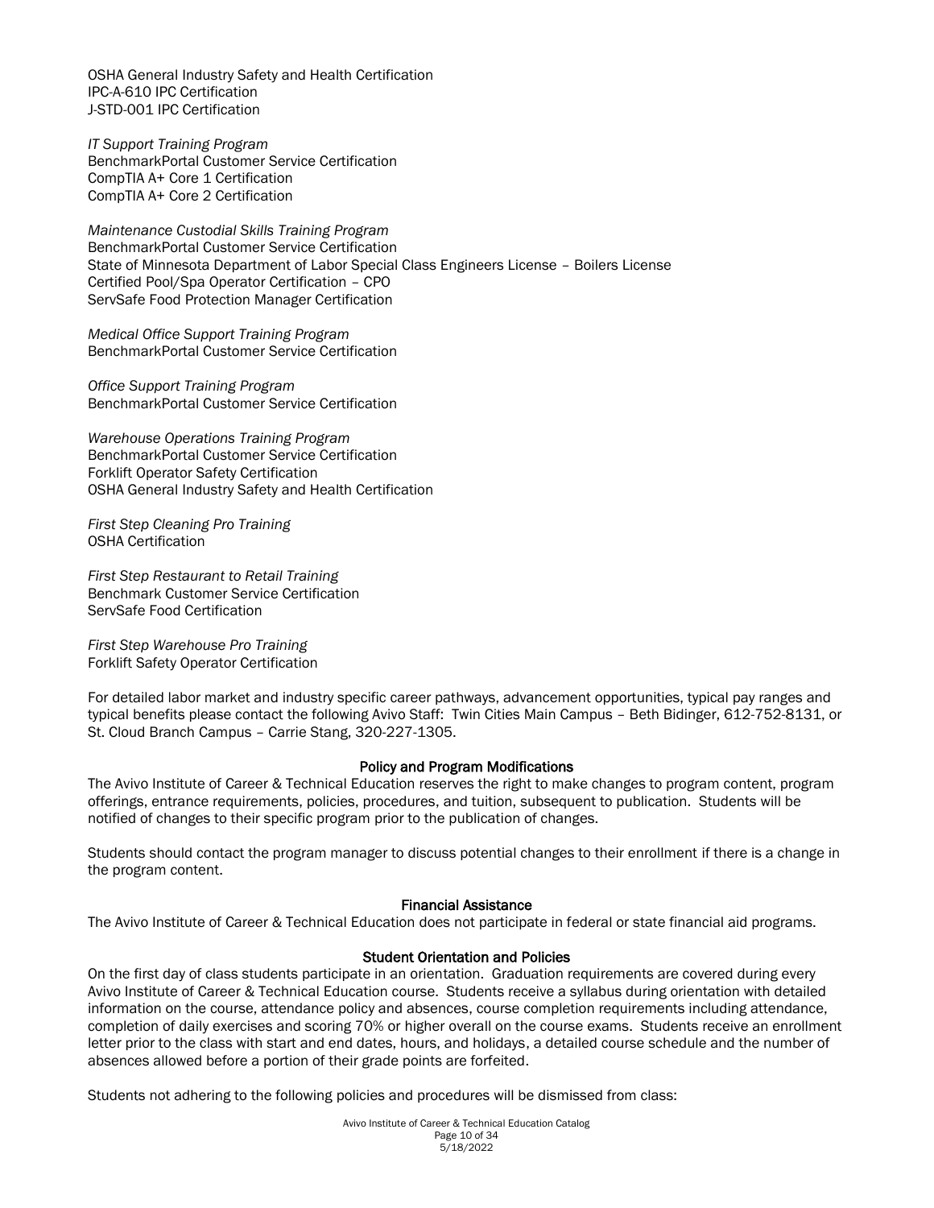OSHA General Industry Safety and Health Certification
IPC-A-610 IPC Certification
J-STD-001 IPC Certification

*IT Support Training Program*
BenchmarkPortal Customer Service Certification
CompTIA A+ Core 1 Certification
CompTIA A+ Core 2 Certification

*Maintenance Custodial Skills Training Program*
BenchmarkPortal Customer Service Certification
State of Minnesota Department of Labor Special Class Engineers License – Boilers License
Certified Pool/Spa Operator Certification – CPO
ServSafe Food Protection Manager Certification

*Medical Office Support Training Program*
BenchmarkPortal Customer Service Certification

*Office Support Training Program*
BenchmarkPortal Customer Service Certification

*Warehouse Operations Training Program*
BenchmarkPortal Customer Service Certification
Forklift Operator Safety Certification
OSHA General Industry Safety and Health Certification

*First Step Cleaning Pro Training*
OSHA Certification

*First Step Restaurant to Retail Training*
Benchmark Customer Service Certification
ServSafe Food Certification

*First Step Warehouse Pro Training*
Forklift Safety Operator Certification

For detailed labor market and industry specific career pathways, advancement opportunities, typical pay ranges and typical benefits please contact the following Avivo Staff: Twin Cities Main Campus – Beth Bidinger, 612-752-8131, or St. Cloud Branch Campus – Carrie Stang, 320-227-1305.

## Policy and Program Modifications

The Avivo Institute of Career & Technical Education reserves the right to make changes to program content, program offerings, entrance requirements, policies, procedures, and tuition, subsequent to publication. Students will be notified of changes to their specific program prior to the publication of changes.

Students should contact the program manager to discuss potential changes to their enrollment if there is a change in the program content.

## Financial Assistance

The Avivo Institute of Career & Technical Education does not participate in federal or state financial aid programs.

## Student Orientation and Policies

On the first day of class students participate in an orientation. Graduation requirements are covered during every Avivo Institute of Career & Technical Education course. Students receive a syllabus during orientation with detailed information on the course, attendance policy and absences, course completion requirements including attendance, completion of daily exercises and scoring 70% or higher overall on the course exams. Students receive an enrollment letter prior to the class with start and end dates, hours, and holidays, a detailed course schedule and the number of absences allowed before a portion of their grade points are forfeited.

Students not adhering to the following policies and procedures will be dismissed from class: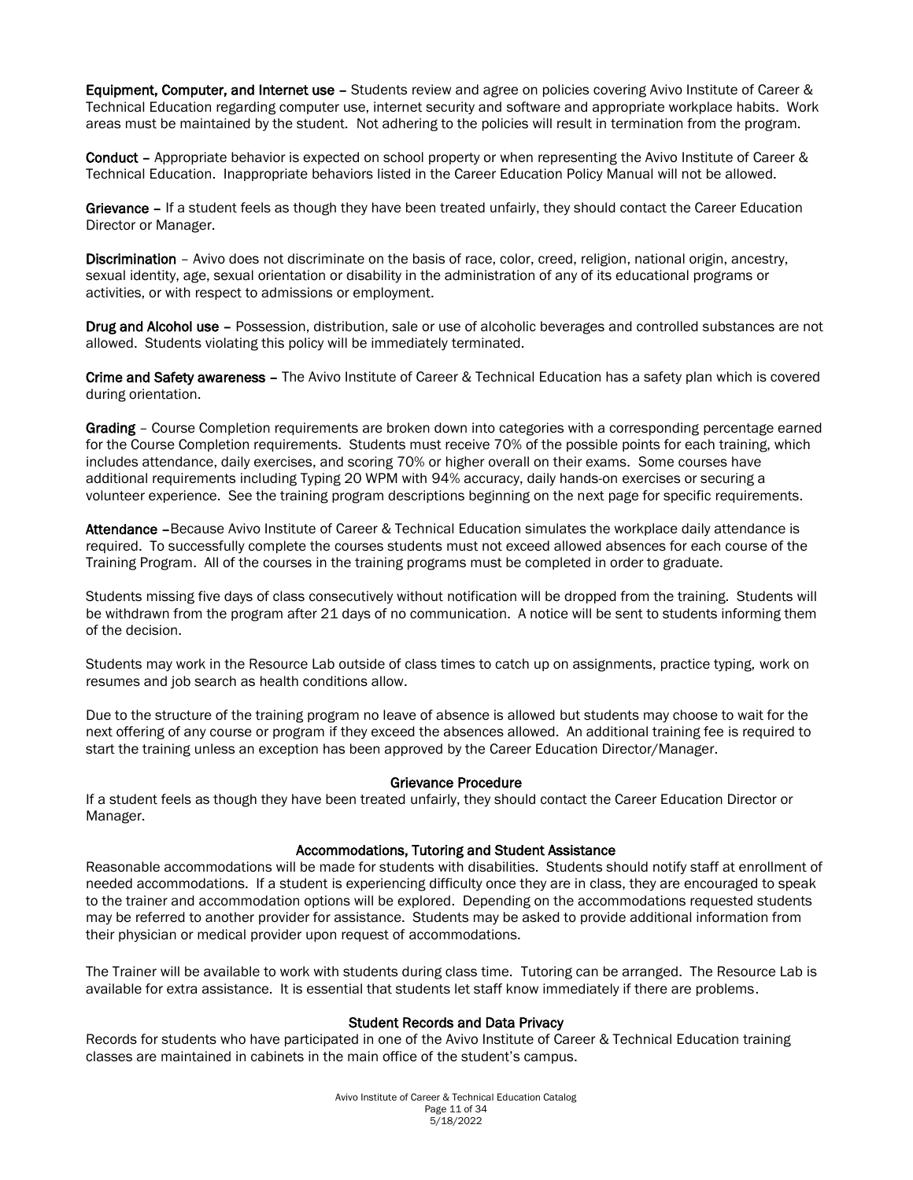**Equipment, Computer, and Internet use** – Students review and agree on policies covering Avivo Institute of Career & Technical Education regarding computer use, internet security and software and appropriate workplace habits. Work areas must be maintained by the student. Not adhering to the policies will result in termination from the program.

**Conduct** – Appropriate behavior is expected on school property or when representing the Avivo Institute of Career & Technical Education. Inappropriate behaviors listed in the Career Education Policy Manual will not be allowed.

**Grievance** – If a student feels as though they have been treated unfairly, they should contact the Career Education Director or Manager.

**Discrimination** – Avivo does not discriminate on the basis of race, color, creed, religion, national origin, ancestry, sexual identity, age, sexual orientation or disability in the administration of any of its educational programs or activities, or with respect to admissions or employment.

**Drug and Alcohol use** – Possession, distribution, sale or use of alcoholic beverages and controlled substances are not allowed. Students violating this policy will be immediately terminated.

**Crime and Safety awareness** – The Avivo Institute of Career & Technical Education has a safety plan which is covered during orientation.

**Grading** – Course Completion requirements are broken down into categories with a corresponding percentage earned for the Course Completion requirements. Students must receive 70% of the possible points for each training, which includes attendance, daily exercises, and scoring 70% or higher overall on their exams. Some courses have additional requirements including Typing 20 WPM with 94% accuracy, daily hands-on exercises or securing a volunteer experience. See the training program descriptions beginning on the next page for specific requirements.

**Attendance** –Because Avivo Institute of Career & Technical Education simulates the workplace daily attendance is required. To successfully complete the courses students must not exceed allowed absences for each course of the Training Program. All of the courses in the training programs must be completed in order to graduate.

Students missing five days of class consecutively without notification will be dropped from the training. Students will be withdrawn from the program after 21 days of no communication. A notice will be sent to students informing them of the decision.

Students may work in the Resource Lab outside of class times to catch up on assignments, practice typing, work on resumes and job search as health conditions allow.

Due to the structure of the training program no leave of absence is allowed but students may choose to wait for the next offering of any course or program if they exceed the absences allowed. An additional training fee is required to start the training unless an exception has been approved by the Career Education Director/Manager.

## Grievance Procedure

If a student feels as though they have been treated unfairly, they should contact the Career Education Director or Manager.

## Accommodations, Tutoring and Student Assistance

Reasonable accommodations will be made for students with disabilities. Students should notify staff at enrollment of needed accommodations. If a student is experiencing difficulty once they are in class, they are encouraged to speak to the trainer and accommodation options will be explored. Depending on the accommodations requested students may be referred to another provider for assistance. Students may be asked to provide additional information from their physician or medical provider upon request of accommodations.

The Trainer will be available to work with students during class time. Tutoring can be arranged. The Resource Lab is available for extra assistance. It is essential that students let staff know immediately if there are problems.

## Student Records and Data Privacy

Records for students who have participated in one of the Avivo Institute of Career & Technical Education training classes are maintained in cabinets in the main office of the student's campus.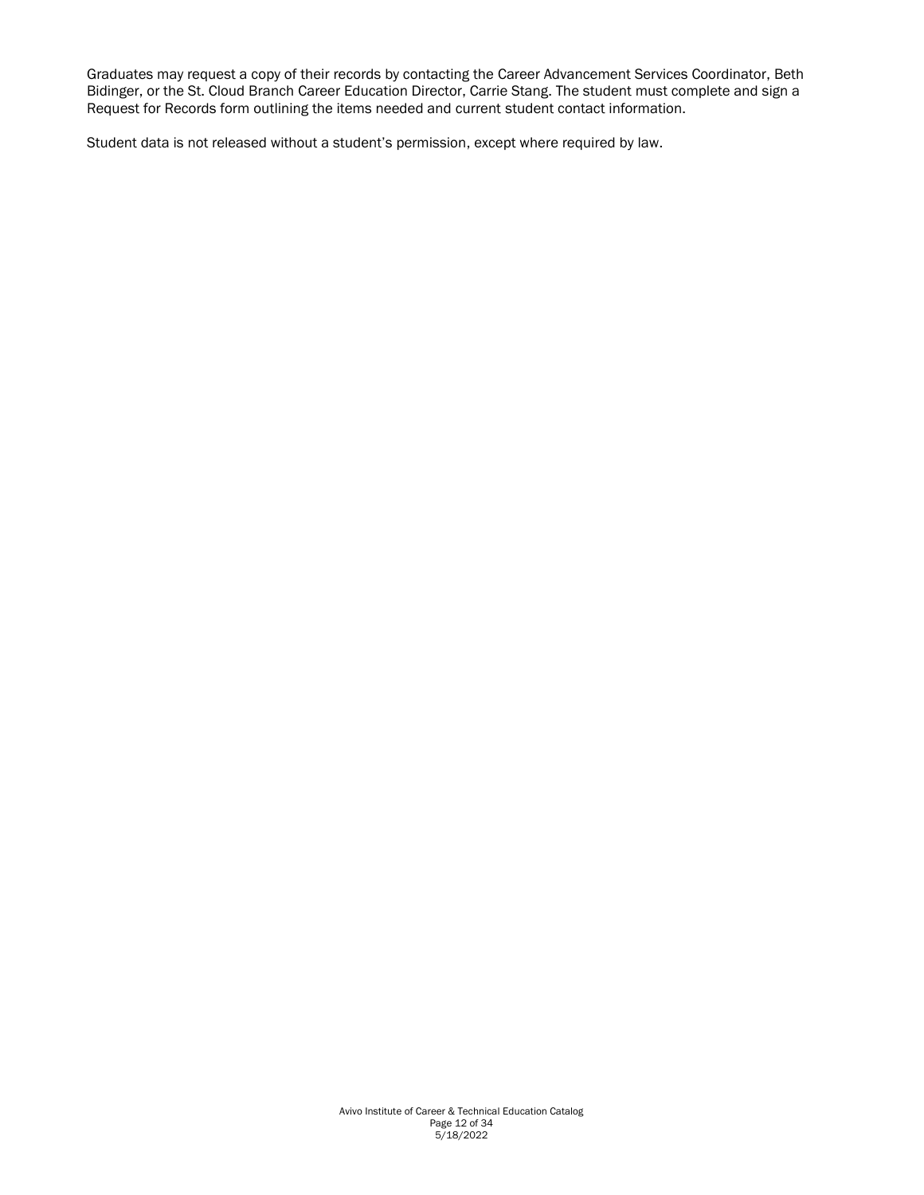Graduates may request a copy of their records by contacting the Career Advancement Services Coordinator, Beth Bidinger, or the St. Cloud Branch Career Education Director, Carrie Stang. The student must complete and sign a Request for Records form outlining the items needed and current student contact information.

Student data is not released without a student's permission, except where required by law.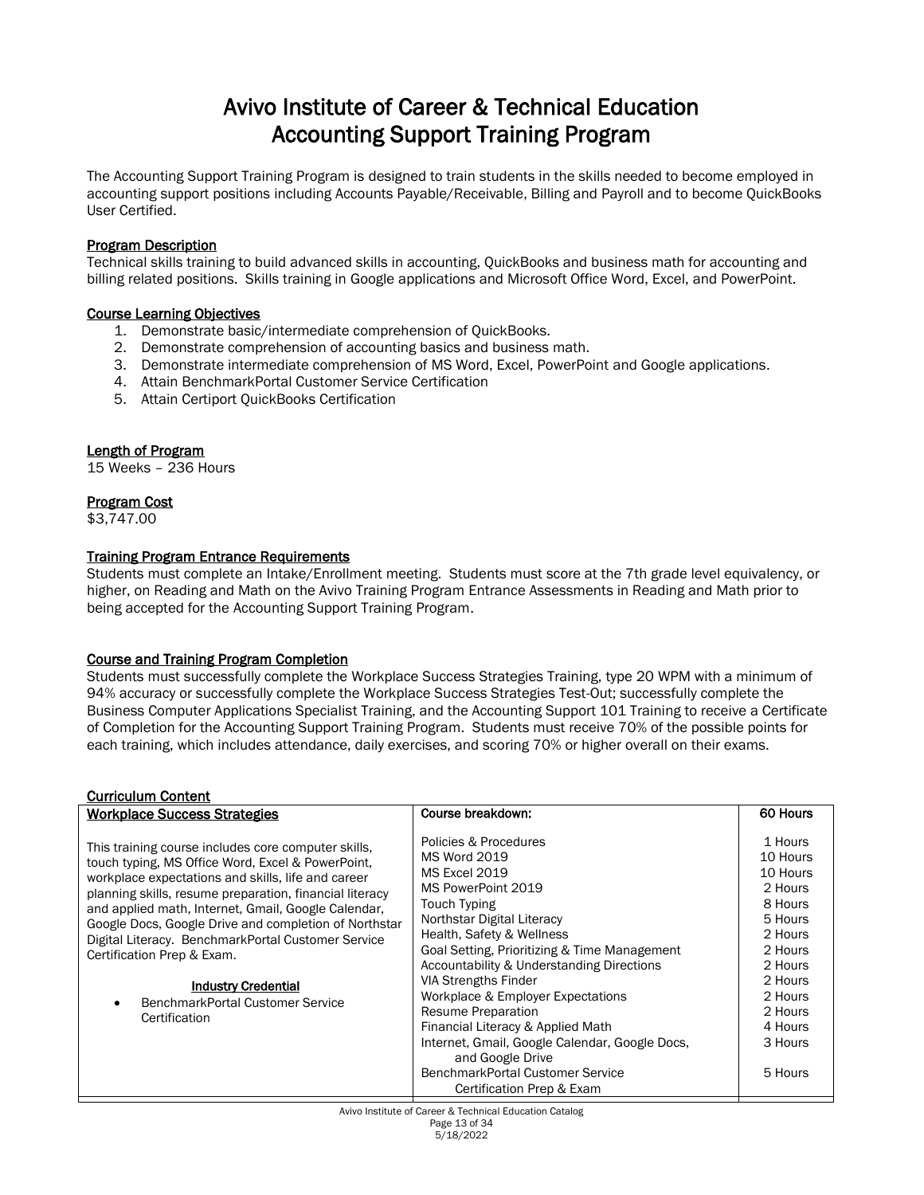# Avivo Institute of Career & Technical Education
# Accounting Support Training Program

The Accounting Support Training Program is designed to train students in the skills needed to become employed in accounting support positions including Accounts Payable/Receivable, Billing and Payroll and to become QuickBooks User Certified.

## Program Description

Technical skills training to build advanced skills in accounting, QuickBooks and business math for accounting and billing related positions. Skills training in Google applications and Microsoft Office Word, Excel, and PowerPoint.

## Course Learning Objectives

1. Demonstrate basic/intermediate comprehension of QuickBooks.
2. Demonstrate comprehension of accounting basics and business math.
3. Demonstrate intermediate comprehension of MS Word, Excel, PowerPoint and Google applications.
4. Attain BenchmarkPortal Customer Service Certification
5. Attain Certiport QuickBooks Certification

## Length of Program

15 Weeks – 236 Hours

## Program Cost

$3,747.00

## Training Program Entrance Requirements

Students must complete an Intake/Enrollment meeting. Students must score at the 7th grade level equivalency, or higher, on Reading and Math on the Avivo Training Program Entrance Assessments in Reading and Math prior to being accepted for the Accounting Support Training Program.

## Course and Training Program Completion

Students must successfully complete the Workplace Success Strategies Training, type 20 WPM with a minimum of 94% accuracy or successfully complete the Workplace Success Strategies Test-Out; successfully complete the Business Computer Applications Specialist Training, and the Accounting Support 101 Training to receive a Certificate of Completion for the Accounting Support Training Program. Students must receive 70% of the possible points for each training, which includes attendance, daily exercises, and scoring 70% or higher overall on their exams.

## Curriculum Content

| Workplace Success Strategies | Course breakdown: | 60 Hours |
|---|---|---|
| This training course includes core computer skills, touch typing, MS Office Word, Excel & PowerPoint, workplace expectations and skills, life and career planning skills, resume preparation, financial literacy and applied math, Internet, Gmail, Google Calendar, Google Docs, Google Drive and completion of Northstar Digital Literacy. BenchmarkPortal Customer Service Certification Prep & Exam. | Policies & Procedures | 1 Hours |
| | MS Word 2019 | 10 Hours |
| | MS Excel 2019 | 10 Hours |
| | MS PowerPoint 2019 | 2 Hours |
| | Touch Typing | 8 Hours |
| | Northstar Digital Literacy | 5 Hours |
| | Health, Safety & Wellness | 2 Hours |
| | Goal Setting, Prioritizing & Time Management | 2 Hours |
| | Accountability & Understanding Directions | 2 Hours |
| **Industry Credential** | VIA Strengths Finder | 2 Hours |
| • BenchmarkPortal Customer Service Certification | Workplace & Employer Expectations | 2 Hours |
| | Resume Preparation | 2 Hours |
| | Financial Literacy & Applied Math | 4 Hours |
| | Internet, Gmail, Google Calendar, Google Docs, and Google Drive | 3 Hours |
| | BenchmarkPortal Customer Service Certification Prep & Exam | 5 Hours |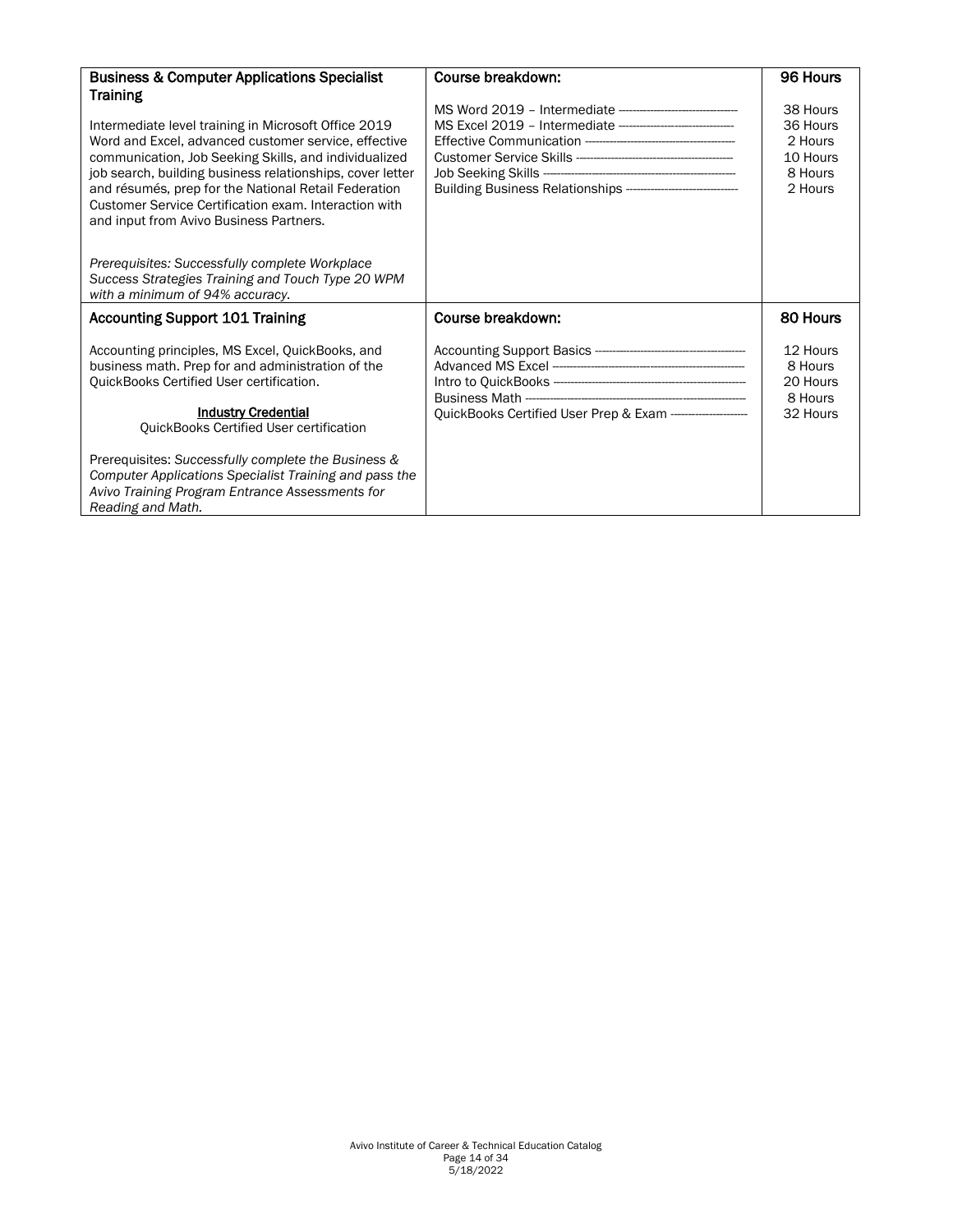| **Business & Computer Applications Specialist Training**<br><br>Intermediate level training in Microsoft Office 2019 Word and Excel, advanced customer service, effective communication, Job Seeking Skills, and individualized job search, building business relationships, cover letter and résumés, prep for the National Retail Federation Customer Service Certification exam. Interaction with and input from Avivo Business Partners.<br><br>*Prerequisites: Successfully complete Workplace Success Strategies Training and Touch Type 20 WPM with a minimum of 94% accuracy.* | **Course breakdown:**<br><br>MS Word 2019 – Intermediate ----------<br>MS Excel 2019 – Intermediate ----------<br>Effective Communication ----------<br>Customer Service Skills ----------<br>Job Seeking Skills ----------<br>Building Business Relationships ---------- | **96 Hours**<br><br>38 Hours<br>36 Hours<br>2 Hours<br>10 Hours<br>8 Hours<br>2 Hours |
|---|---|---|
| **Accounting Support 101 Training**<br><br>Accounting principles, MS Excel, QuickBooks, and business math. Prep for and administration of the QuickBooks Certified User certification.<br><br>**Industry Credential**<br>QuickBooks Certified User certification<br><br>Prerequisites: *Successfully complete the Business & Computer Applications Specialist Training and pass the Avivo Training Program Entrance Assessments for Reading and Math.* | **Course breakdown:**<br><br>Accounting Support Basics ----------<br>Advanced MS Excel ----------<br>Intro to QuickBooks ----------<br>Business Math ----------<br>QuickBooks Certified User Prep & Exam ---------- | **80 Hours**<br><br>12 Hours<br>8 Hours<br>20 Hours<br>8 Hours<br>32 Hours |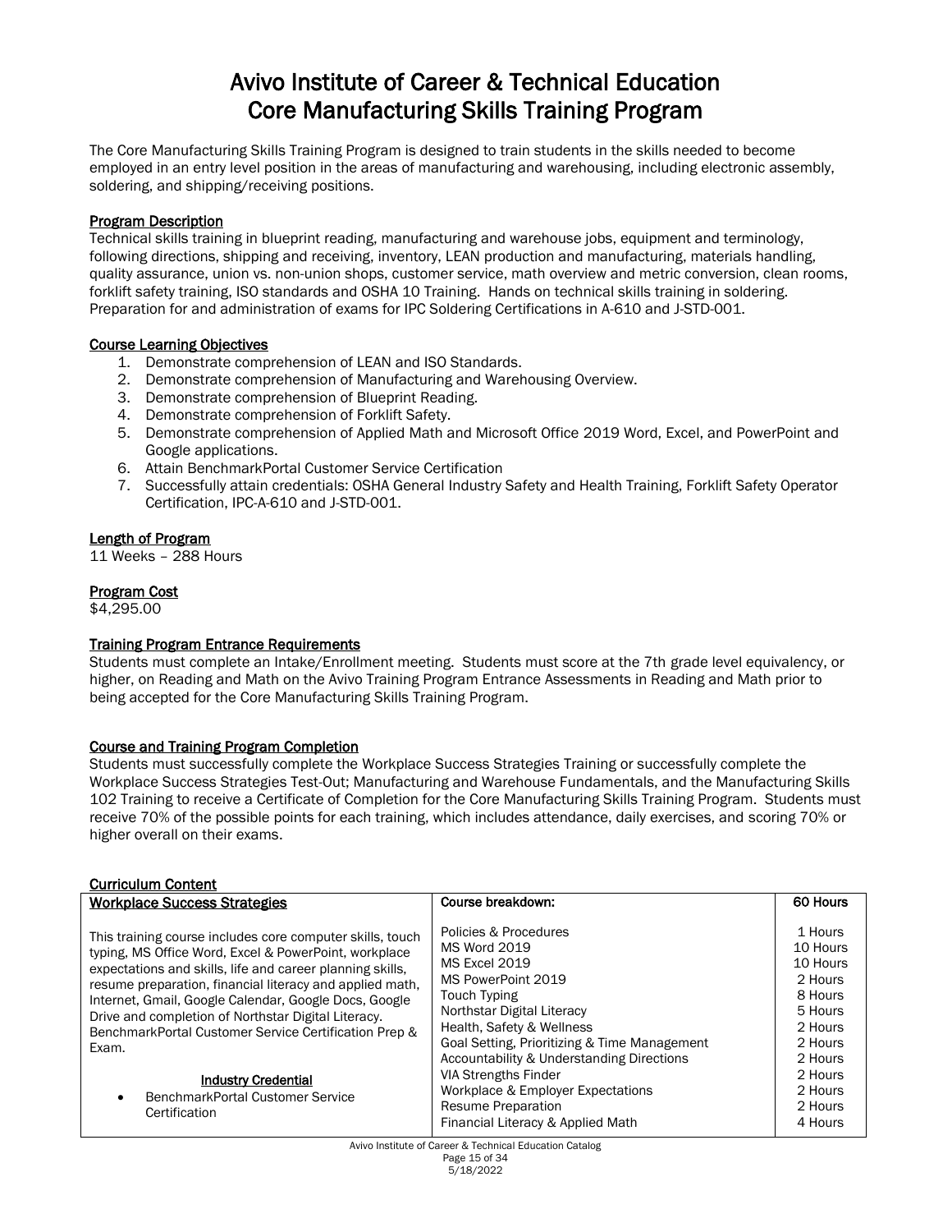# Avivo Institute of Career & Technical Education
# Core Manufacturing Skills Training Program

The Core Manufacturing Skills Training Program is designed to train students in the skills needed to become employed in an entry level position in the areas of manufacturing and warehousing, including electronic assembly, soldering, and shipping/receiving positions.

**Program Description**

Technical skills training in blueprint reading, manufacturing and warehouse jobs, equipment and terminology, following directions, shipping and receiving, inventory, LEAN production and manufacturing, materials handling, quality assurance, union vs. non-union shops, customer service, math overview and metric conversion, clean rooms, forklift safety training, ISO standards and OSHA 10 Training. Hands on technical skills training in soldering. Preparation for and administration of exams for IPC Soldering Certifications in A-610 and J-STD-001.

**Course Learning Objectives**

1. Demonstrate comprehension of LEAN and ISO Standards.
2. Demonstrate comprehension of Manufacturing and Warehousing Overview.
3. Demonstrate comprehension of Blueprint Reading.
4. Demonstrate comprehension of Forklift Safety.
5. Demonstrate comprehension of Applied Math and Microsoft Office 2019 Word, Excel, and PowerPoint and Google applications.
6. Attain BenchmarkPortal Customer Service Certification
7. Successfully attain credentials: OSHA General Industry Safety and Health Training, Forklift Safety Operator Certification, IPC-A-610 and J-STD-001.

**Length of Program**

11 Weeks – 288 Hours

**Program Cost**

$4,295.00

**Training Program Entrance Requirements**

Students must complete an Intake/Enrollment meeting. Students must score at the 7th grade level equivalency, or higher, on Reading and Math on the Avivo Training Program Entrance Assessments in Reading and Math prior to being accepted for the Core Manufacturing Skills Training Program.

**Course and Training Program Completion**

Students must successfully complete the Workplace Success Strategies Training or successfully complete the Workplace Success Strategies Test-Out; Manufacturing and Warehouse Fundamentals, and the Manufacturing Skills 102 Training to receive a Certificate of Completion for the Core Manufacturing Skills Training Program. Students must receive 70% of the possible points for each training, which includes attendance, daily exercises, and scoring 70% or higher overall on their exams.

**Curriculum Content**

| Workplace Success Strategies | Course breakdown: | 60 Hours |
|---|---|---|
| This training course includes core computer skills, touch typing, MS Office Word, Excel & PowerPoint, workplace expectations and skills, life and career planning skills, resume preparation, financial literacy and applied math, Internet, Gmail, Google Calendar, Google Docs, Google Drive and completion of Northstar Digital Literacy. BenchmarkPortal Customer Service Certification Prep & Exam.<br><br>**Industry Credential**<br>• BenchmarkPortal Customer Service Certification | Policies & Procedures<br>MS Word 2019<br>MS Excel 2019<br>MS PowerPoint 2019<br>Touch Typing<br>Northstar Digital Literacy<br>Health, Safety & Wellness<br>Goal Setting, Prioritizing & Time Management<br>Accountability & Understanding Directions<br>VIA Strengths Finder<br>Workplace & Employer Expectations<br>Resume Preparation<br>Financial Literacy & Applied Math | 1 Hours<br>10 Hours<br>10 Hours<br>2 Hours<br>8 Hours<br>5 Hours<br>2 Hours<br>2 Hours<br>2 Hours<br>2 Hours<br>2 Hours<br>2 Hours<br>4 Hours |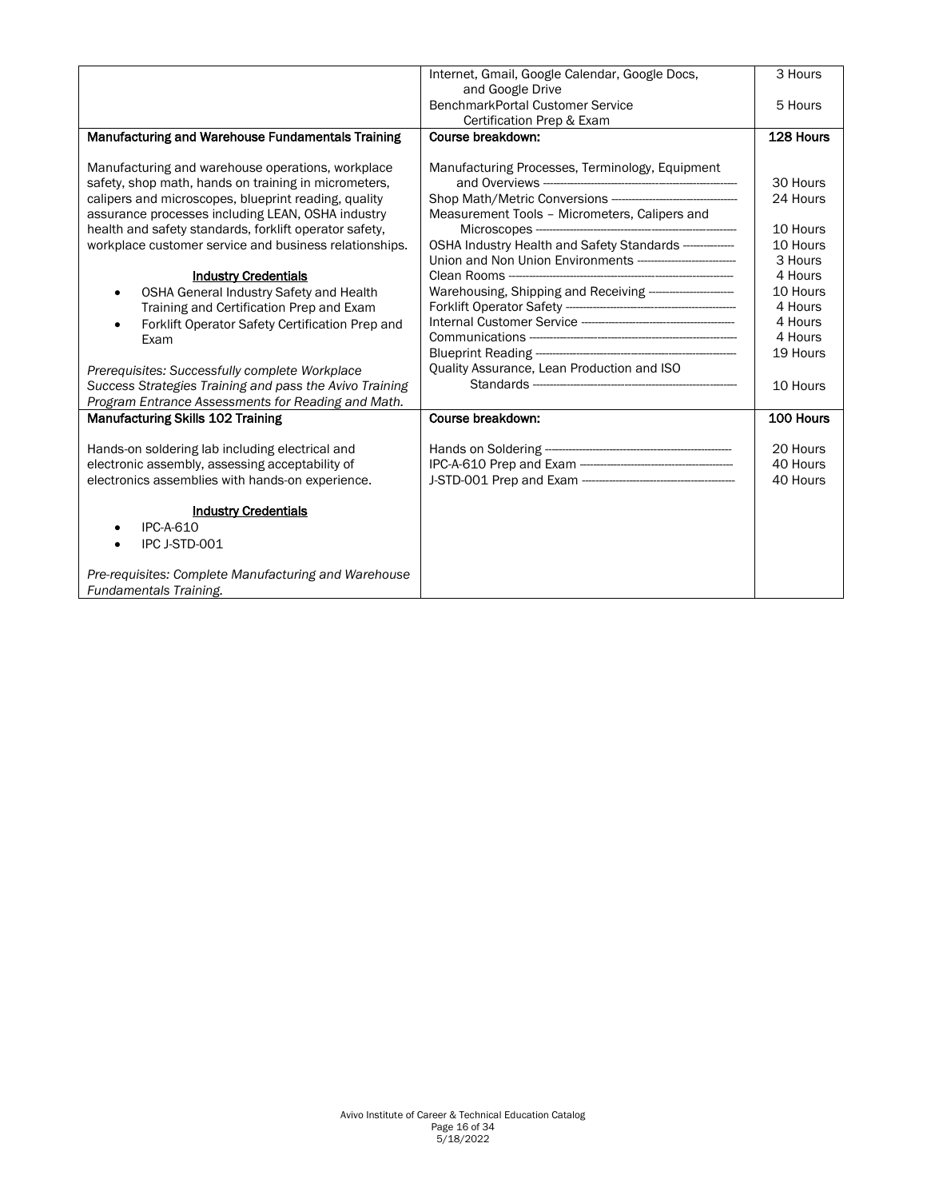| | | |
|---|---|---|
| | Internet, Gmail, Google Calendar, Google Docs, and Google Drive | 3 Hours |
| | BenchmarkPortal Customer Service Certification Prep & Exam | 5 Hours |
| **Manufacturing and Warehouse Fundamentals Training** | **Course breakdown:** | **128 Hours** |
| Manufacturing and warehouse operations, workplace safety, shop math, hands on training in micrometers, calipers and microscopes, blueprint reading, quality assurance processes including LEAN, OSHA industry health and safety standards, forklift operator safety, workplace customer service and business relationships.<br><br>**Industry Credentials**<br>• OSHA General Industry Safety and Health Training and Certification Prep and Exam<br>• Forklift Operator Safety Certification Prep and Exam<br><br>*Prerequisites: Successfully complete Workplace Success Strategies Training and pass the Avivo Training Program Entrance Assessments for Reading and Math.* | Manufacturing Processes, Terminology, Equipment and Overviews<br>Shop Math/Metric Conversions<br>Measurement Tools – Micrometers, Calipers and Microscopes<br>OSHA Industry Health and Safety Standards<br>Union and Non Union Environments<br>Clean Rooms<br>Warehousing, Shipping and Receiving<br>Forklift Operator Safety<br>Internal Customer Service<br>Communications<br>Blueprint Reading<br>Quality Assurance, Lean Production and ISO Standards | 30 Hours<br>24 Hours<br>10 Hours<br>10 Hours<br>3 Hours<br>4 Hours<br>10 Hours<br>4 Hours<br>4 Hours<br>4 Hours<br>19 Hours<br>10 Hours |
| **Manufacturing Skills 102 Training** | **Course breakdown:** | **100 Hours** |
| Hands-on soldering lab including electrical and electronic assembly, assessing acceptability of electronics assemblies with hands-on experience.<br><br>**Industry Credentials**<br>• IPC-A-610<br>• IPC J-STD-001<br><br>*Pre-requisites: Complete Manufacturing and Warehouse Fundamentals Training.* | Hands on Soldering<br>IPC-A-610 Prep and Exam<br>J-STD-001 Prep and Exam | 20 Hours<br>40 Hours<br>40 Hours |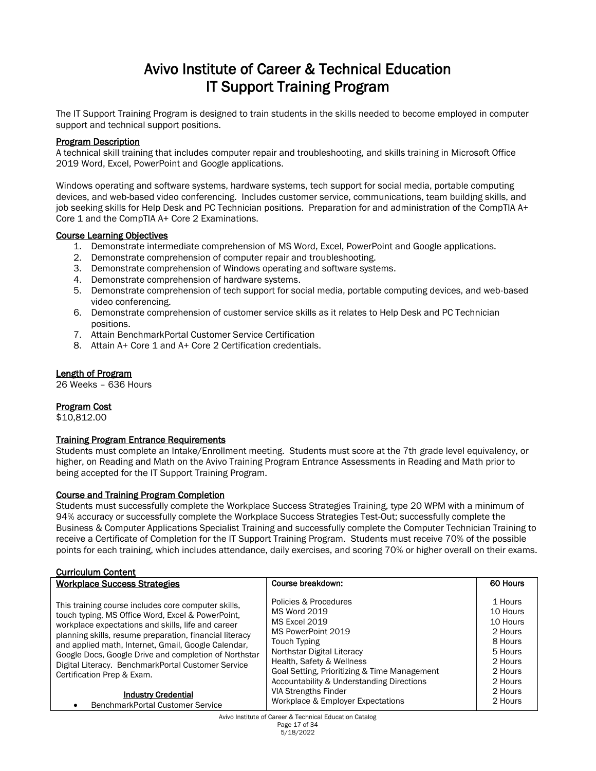# Avivo Institute of Career & Technical Education
# IT Support Training Program

The IT Support Training Program is designed to train students in the skills needed to become employed in computer support and technical support positions.

**Program Description**

A technical skill training that includes computer repair and troubleshooting, and skills training in Microsoft Office 2019 Word, Excel, PowerPoint and Google applications.

Windows operating and software systems, hardware systems, tech support for social media, portable computing devices, and web-based video conferencing. Includes customer service, communications, team building skills, and job seeking skills for Help Desk and PC Technician positions. Preparation for and administration of the CompTIA A+ Core 1 and the CompTIA A+ Core 2 Examinations.

**Course Learning Objectives**

1. Demonstrate intermediate comprehension of MS Word, Excel, PowerPoint and Google applications.
2. Demonstrate comprehension of computer repair and troubleshooting.
3. Demonstrate comprehension of Windows operating and software systems.
4. Demonstrate comprehension of hardware systems.
5. Demonstrate comprehension of tech support for social media, portable computing devices, and web-based video conferencing.
6. Demonstrate comprehension of customer service skills as it relates to Help Desk and PC Technician positions.
7. Attain BenchmarkPortal Customer Service Certification
8. Attain A+ Core 1 and A+ Core 2 Certification credentials.

**Length of Program**

26 Weeks – 636 Hours

**Program Cost**

$10,812.00

**Training Program Entrance Requirements**

Students must complete an Intake/Enrollment meeting. Students must score at the 7th grade level equivalency, or higher, on Reading and Math on the Avivo Training Program Entrance Assessments in Reading and Math prior to being accepted for the IT Support Training Program.

**Course and Training Program Completion**

Students must successfully complete the Workplace Success Strategies Training, type 20 WPM with a minimum of 94% accuracy or successfully complete the Workplace Success Strategies Test-Out; successfully complete the Business & Computer Applications Specialist Training and successfully complete the Computer Technician Training to receive a Certificate of Completion for the IT Support Training Program. Students must receive 70% of the possible points for each training, which includes attendance, daily exercises, and scoring 70% or higher overall on their exams.

**Curriculum Content**

| **Workplace Success Strategies** | **Course breakdown:** | **60 Hours** |
|---|---|---|
| This training course includes core computer skills, touch typing, MS Office Word, Excel & PowerPoint, workplace expectations and skills, life and career planning skills, resume preparation, financial literacy and applied math, Internet, Gmail, Google Calendar, Google Docs, Google Drive and completion of Northstar Digital Literacy. BenchmarkPortal Customer Service Certification Prep & Exam. | Policies & Procedures | 1 Hours |
| | MS Word 2019 | 10 Hours |
| | MS Excel 2019 | 10 Hours |
| | MS PowerPoint 2019 | 2 Hours |
| | Touch Typing | 8 Hours |
| | Northstar Digital Literacy | 5 Hours |
| | Health, Safety & Wellness | 2 Hours |
| | Goal Setting, Prioritizing & Time Management | 2 Hours |
| | Accountability & Understanding Directions | 2 Hours |
| **Industry Credential** | VIA Strengths Finder | 2 Hours |
| • BenchmarkPortal Customer Service | Workplace & Employer Expectations | 2 Hours |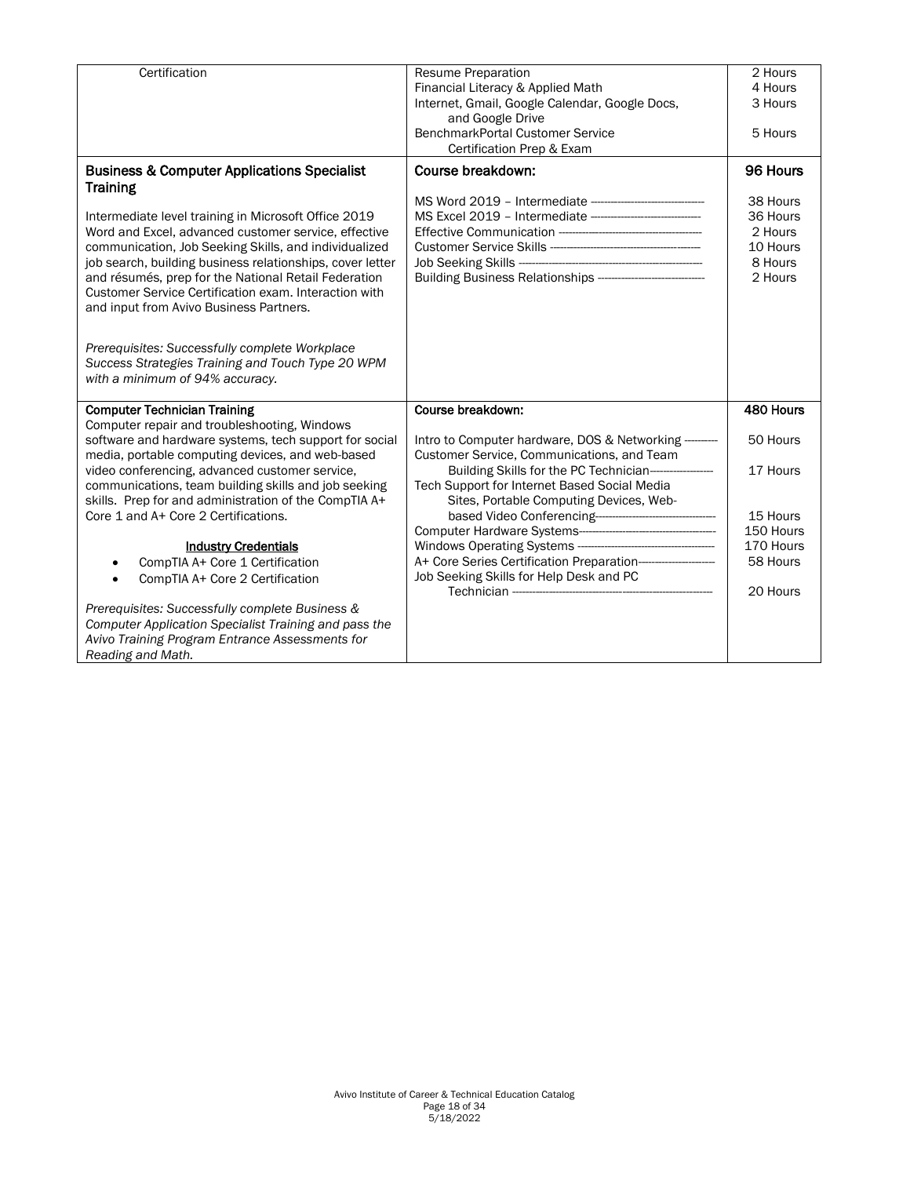| | | |
|---|---|---|
| Certification | Resume Preparation<br>Financial Literacy & Applied Math<br>Internet, Gmail, Google Calendar, Google Docs, and Google Drive<br>BenchmarkPortal Customer Service Certification Prep & Exam | 2 Hours<br>4 Hours<br>3 Hours<br><br>5 Hours |
| **Business & Computer Applications Specialist Training**<br><br>Intermediate level training in Microsoft Office 2019 Word and Excel, advanced customer service, effective communication, Job Seeking Skills, and individualized job search, building business relationships, cover letter and résumés, prep for the National Retail Federation Customer Service Certification exam. Interaction with and input from Avivo Business Partners.<br><br>*Prerequisites: Successfully complete Workplace Success Strategies Training and Touch Type 20 WPM with a minimum of 94% accuracy.* | **Course breakdown:**<br><br>MS Word 2019 – Intermediate ----------<br>MS Excel 2019 – Intermediate ----------<br>Effective Communication ----------<br>Customer Service Skills ----------<br>Job Seeking Skills ----------<br>Building Business Relationships ---------- | **96 Hours**<br><br>38 Hours<br>36 Hours<br>2 Hours<br>10 Hours<br>8 Hours<br>2 Hours |
| **Computer Technician Training**<br>Computer repair and troubleshooting, Windows software and hardware systems, tech support for social media, portable computing devices, and web-based video conferencing, advanced customer service, communications, team building skills and job seeking skills. Prep for and administration of the CompTIA A+ Core 1 and A+ Core 2 Certifications.<br><br>**Industry Credentials**<br>• CompTIA A+ Core 1 Certification<br>• CompTIA A+ Core 2 Certification<br><br>*Prerequisites: Successfully complete Business & Computer Application Specialist Training and pass the Avivo Training Program Entrance Assessments for Reading and Math.* | **Course breakdown:**<br><br>Intro to Computer hardware, DOS & Networking ----------<br>Customer Service, Communications, and Team Building Skills for the PC Technician----------<br>Tech Support for Internet Based Social Media Sites, Portable Computing Devices, Web-based Video Conferencing----------<br>Computer Hardware Systems----------<br>Windows Operating Systems ----------<br>A+ Core Series Certification Preparation----------<br>Job Seeking Skills for Help Desk and PC Technician ---------- | **480 Hours**<br><br>50 Hours<br><br>17 Hours<br><br>15 Hours<br>150 Hours<br>170 Hours<br>58 Hours<br><br>20 Hours |

Avivo Institute of Career & Technical Education Catalog
5/18/2022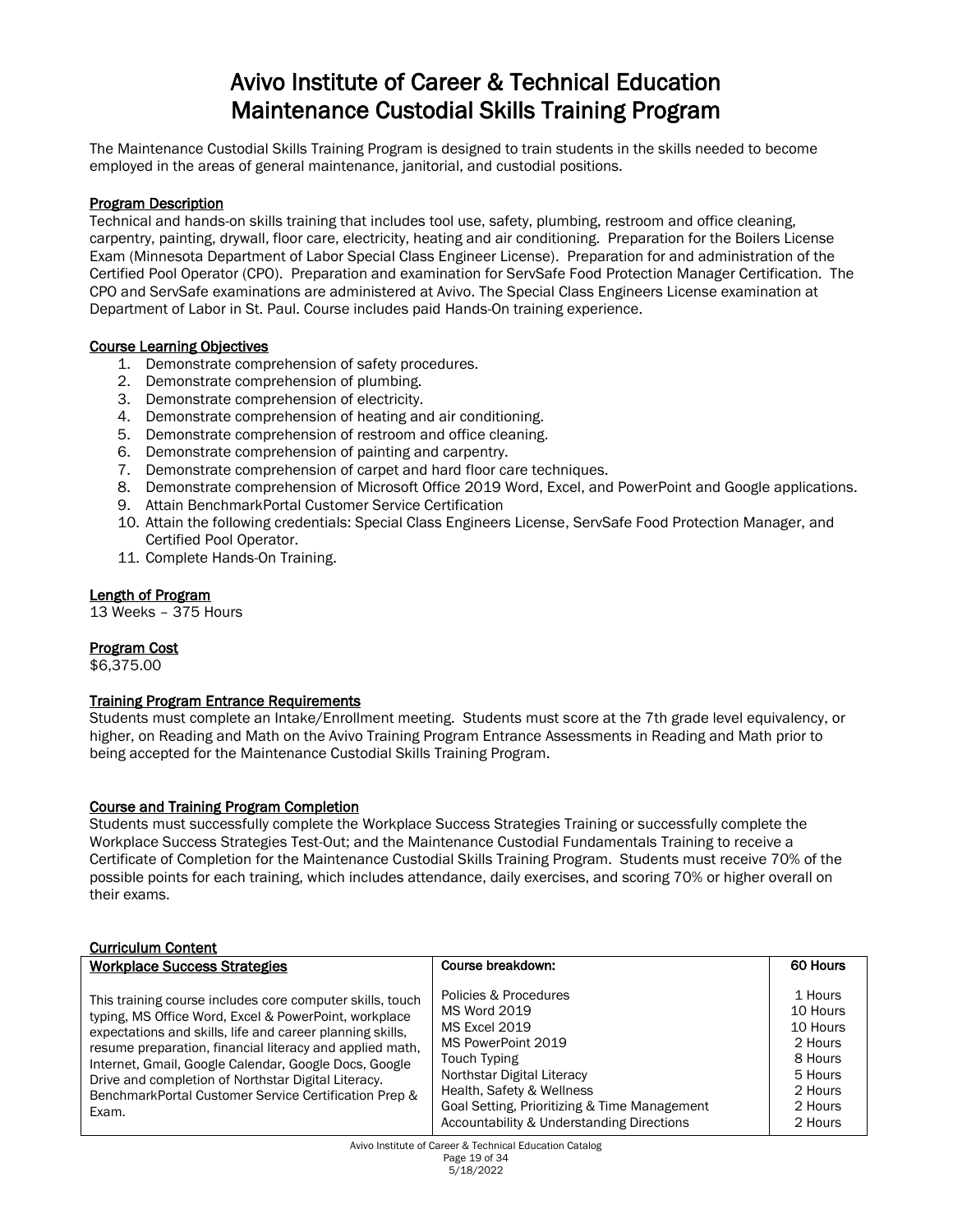# Avivo Institute of Career & Technical Education
# Maintenance Custodial Skills Training Program

The Maintenance Custodial Skills Training Program is designed to train students in the skills needed to become employed in the areas of general maintenance, janitorial, and custodial positions.

## Program Description

Technical and hands-on skills training that includes tool use, safety, plumbing, restroom and office cleaning, carpentry, painting, drywall, floor care, electricity, heating and air conditioning. Preparation for the Boilers License Exam (Minnesota Department of Labor Special Class Engineer License). Preparation for and administration of the Certified Pool Operator (CPO). Preparation and examination for ServSafe Food Protection Manager Certification. The CPO and ServSafe examinations are administered at Avivo. The Special Class Engineers License examination at Department of Labor in St. Paul. Course includes paid Hands-On training experience.

## Course Learning Objectives

1. Demonstrate comprehension of safety procedures.
2. Demonstrate comprehension of plumbing.
3. Demonstrate comprehension of electricity.
4. Demonstrate comprehension of heating and air conditioning.
5. Demonstrate comprehension of restroom and office cleaning.
6. Demonstrate comprehension of painting and carpentry.
7. Demonstrate comprehension of carpet and hard floor care techniques.
8. Demonstrate comprehension of Microsoft Office 2019 Word, Excel, and PowerPoint and Google applications.
9. Attain BenchmarkPortal Customer Service Certification
10. Attain the following credentials: Special Class Engineers License, ServSafe Food Protection Manager, and Certified Pool Operator.
11. Complete Hands-On Training.

## Length of Program

13 Weeks – 375 Hours

## Program Cost

$6,375.00

## Training Program Entrance Requirements

Students must complete an Intake/Enrollment meeting. Students must score at the 7th grade level equivalency, or higher, on Reading and Math on the Avivo Training Program Entrance Assessments in Reading and Math prior to being accepted for the Maintenance Custodial Skills Training Program.

## Course and Training Program Completion

Students must successfully complete the Workplace Success Strategies Training or successfully complete the Workplace Success Strategies Test-Out; and the Maintenance Custodial Fundamentals Training to receive a Certificate of Completion for the Maintenance Custodial Skills Training Program. Students must receive 70% of the possible points for each training, which includes attendance, daily exercises, and scoring 70% or higher overall on their exams.

## Curriculum Content

| Workplace Success Strategies | Course breakdown: | 60 Hours |
|---|---|---|
| This training course includes core computer skills, touch typing, MS Office Word, Excel & PowerPoint, workplace expectations and skills, life and career planning skills, resume preparation, financial literacy and applied math, Internet, Gmail, Google Calendar, Google Docs, Google Drive and completion of Northstar Digital Literacy. BenchmarkPortal Customer Service Certification Prep & Exam. | Policies & Procedures<br>MS Word 2019<br>MS Excel 2019<br>MS PowerPoint 2019<br>Touch Typing<br>Northstar Digital Literacy<br>Health, Safety & Wellness<br>Goal Setting, Prioritizing & Time Management<br>Accountability & Understanding Directions | 1 Hours<br>10 Hours<br>10 Hours<br>2 Hours<br>8 Hours<br>5 Hours<br>2 Hours<br>2 Hours<br>2 Hours |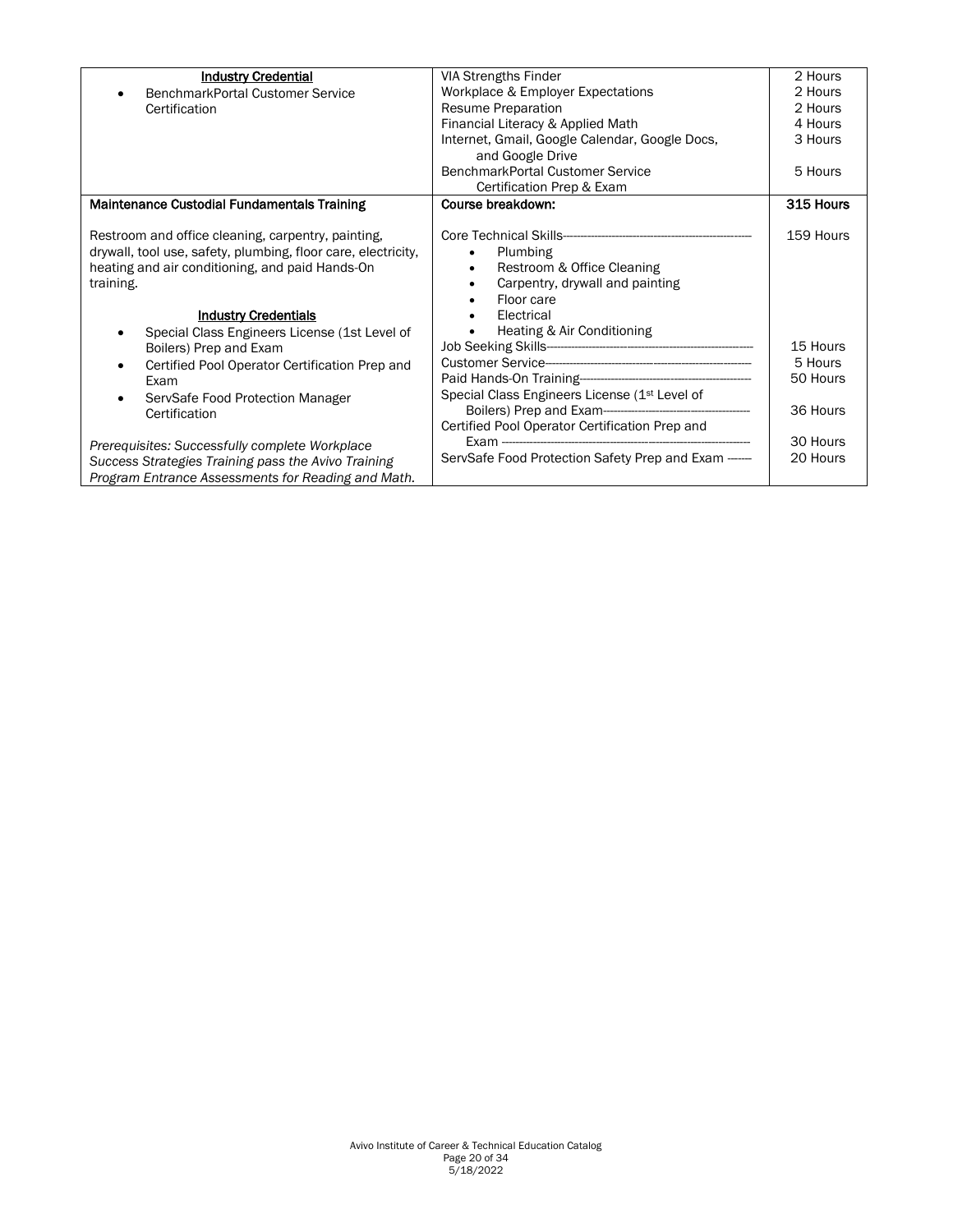| | | |
|---|---|---|
| **Industry Credential**<br>• BenchmarkPortal Customer Service Certification | VIA Strengths Finder<br>Workplace & Employer Expectations<br>Resume Preparation<br>Financial Literacy & Applied Math<br>Internet, Gmail, Google Calendar, Google Docs, and Google Drive<br>BenchmarkPortal Customer Service Certification Prep & Exam | 2 Hours<br>2 Hours<br>2 Hours<br>4 Hours<br>3 Hours<br><br>5 Hours |
| **Maintenance Custodial Fundamentals Training** | **Course breakdown:** | **315 Hours** |
| Restroom and office cleaning, carpentry, painting, drywall, tool use, safety, plumbing, floor care, electricity, heating and air conditioning, and paid Hands-On training.<br><br>**Industry Credentials**<br>• Special Class Engineers License (1st Level of Boilers) Prep and Exam<br>• Certified Pool Operator Certification Prep and Exam<br>• ServSafe Food Protection Manager Certification<br><br>*Prerequisites: Successfully complete Workplace Success Strategies Training pass the Avivo Training Program Entrance Assessments for Reading and Math.* | Core Technical Skills---<br>• Plumbing<br>• Restroom & Office Cleaning<br>• Carpentry, drywall and painting<br>• Floor care<br>• Electrical<br>• Heating & Air Conditioning<br>Job Seeking Skills---<br>Customer Service---<br>Paid Hands-On Training---<br>Special Class Engineers License (1st Level of Boilers) Prep and Exam---<br>Certified Pool Operator Certification Prep and Exam ---<br>ServSafe Food Protection Safety Prep and Exam --- | 159 Hours<br><br><br><br><br><br><br>15 Hours<br>5 Hours<br>50 Hours<br><br>36 Hours<br><br>30 Hours<br>20 Hours |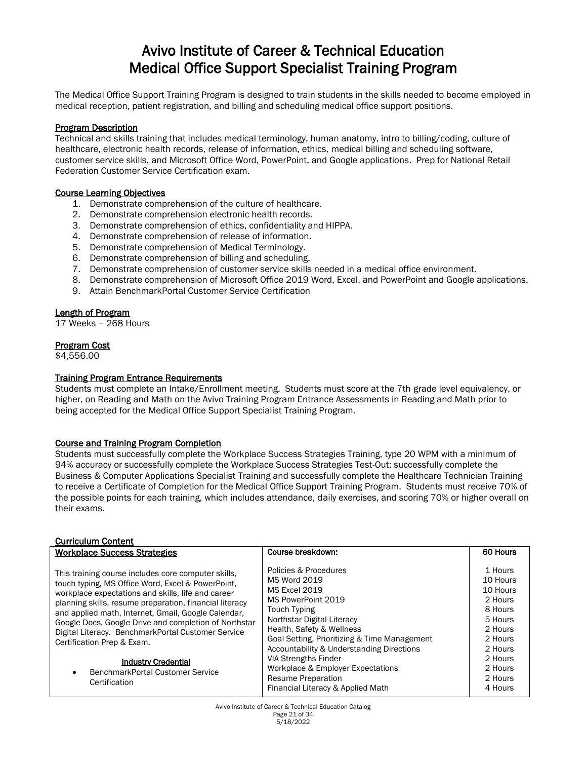# Avivo Institute of Career & Technical Education
# Medical Office Support Specialist Training Program

The Medical Office Support Training Program is designed to train students in the skills needed to become employed in medical reception, patient registration, and billing and scheduling medical office support positions.

## Program Description

Technical and skills training that includes medical terminology, human anatomy, intro to billing/coding, culture of healthcare, electronic health records, release of information, ethics, medical billing and scheduling software, customer service skills, and Microsoft Office Word, PowerPoint, and Google applications. Prep for National Retail Federation Customer Service Certification exam.

## Course Learning Objectives

1. Demonstrate comprehension of the culture of healthcare.
2. Demonstrate comprehension electronic health records.
3. Demonstrate comprehension of ethics, confidentiality and HIPPA.
4. Demonstrate comprehension of release of information.
5. Demonstrate comprehension of Medical Terminology.
6. Demonstrate comprehension of billing and scheduling.
7. Demonstrate comprehension of customer service skills needed in a medical office environment.
8. Demonstrate comprehension of Microsoft Office 2019 Word, Excel, and PowerPoint and Google applications.
9. Attain BenchmarkPortal Customer Service Certification

## Length of Program

17 Weeks – 268 Hours

## Program Cost

$4,556.00

## Training Program Entrance Requirements

Students must complete an Intake/Enrollment meeting. Students must score at the 7th grade level equivalency, or higher, on Reading and Math on the Avivo Training Program Entrance Assessments in Reading and Math prior to being accepted for the Medical Office Support Specialist Training Program.

## Course and Training Program Completion

Students must successfully complete the Workplace Success Strategies Training, type 20 WPM with a minimum of 94% accuracy or successfully complete the Workplace Success Strategies Test-Out; successfully complete the Business & Computer Applications Specialist Training and successfully complete the Healthcare Technician Training to receive a Certificate of Completion for the Medical Office Support Training Program. Students must receive 70% of the possible points for each training, which includes attendance, daily exercises, and scoring 70% or higher overall on their exams.

## Curriculum Content

| Workplace Success Strategies | Course breakdown: | 60 Hours |
|---|---|---|
| This training course includes core computer skills, touch typing, MS Office Word, Excel & PowerPoint, workplace expectations and skills, life and career planning skills, resume preparation, financial literacy and applied math, Internet, Gmail, Google Calendar, Google Docs, Google Drive and completion of Northstar Digital Literacy. BenchmarkPortal Customer Service Certification Prep & Exam.<br><br>**Industry Credential**<br>• BenchmarkPortal Customer Service Certification | Policies & Procedures<br>MS Word 2019<br>MS Excel 2019<br>MS PowerPoint 2019<br>Touch Typing<br>Northstar Digital Literacy<br>Health, Safety & Wellness<br>Goal Setting, Prioritizing & Time Management<br>Accountability & Understanding Directions<br>VIA Strengths Finder<br>Workplace & Employer Expectations<br>Resume Preparation<br>Financial Literacy & Applied Math | 1 Hours<br>10 Hours<br>10 Hours<br>2 Hours<br>8 Hours<br>5 Hours<br>2 Hours<br>2 Hours<br>2 Hours<br>2 Hours<br>2 Hours<br>2 Hours<br>4 Hours |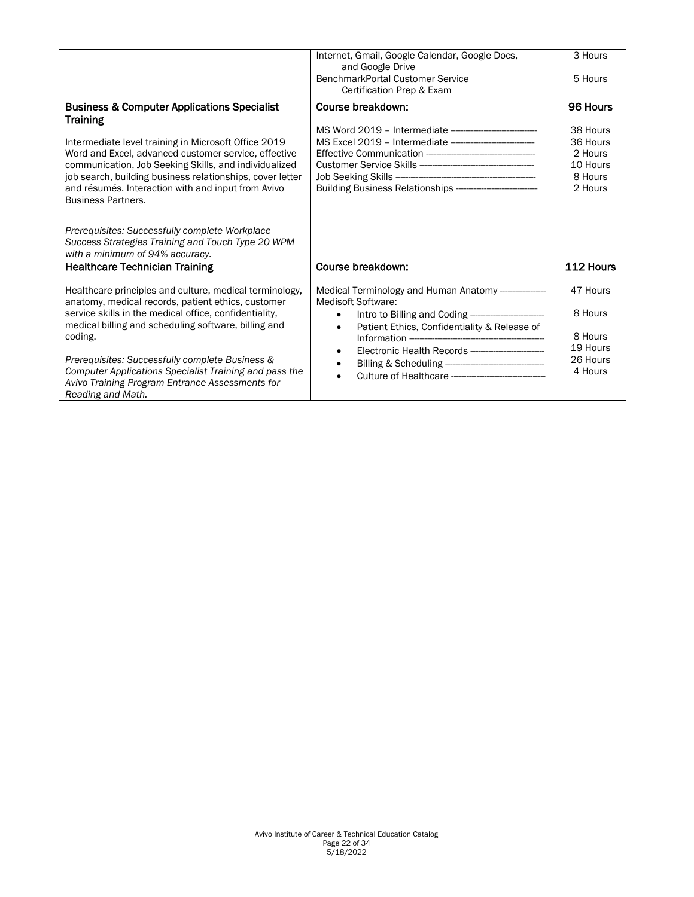| | | |
|---|---|---|
| | Internet, Gmail, Google Calendar, Google Docs, and Google Drive<br>BenchmarkPortal Customer Service Certification Prep & Exam | 3 Hours<br><br>5 Hours |
| **Business & Computer Applications Specialist Training**<br><br>Intermediate level training in Microsoft Office 2019 Word and Excel, advanced customer service, effective communication, Job Seeking Skills, and individualized job search, building business relationships, cover letter and résumés. Interaction with and input from Avivo Business Partners.<br><br>*Prerequisites: Successfully complete Workplace Success Strategies Training and Touch Type 20 WPM with a minimum of 94% accuracy.* | **Course breakdown:**<br><br>MS Word 2019 – Intermediate ---<br>MS Excel 2019 – Intermediate ---<br>Effective Communication ---<br>Customer Service Skills ---<br>Job Seeking Skills ---<br>Building Business Relationships --- | **96 Hours**<br><br>38 Hours<br>36 Hours<br>2 Hours<br>10 Hours<br>8 Hours<br>2 Hours |
| **Healthcare Technician Training**<br><br>Healthcare principles and culture, medical terminology, anatomy, medical records, patient ethics, customer service skills in the medical office, confidentiality, medical billing and scheduling software, billing and coding.<br><br>*Prerequisites: Successfully complete Business & Computer Applications Specialist Training and pass the Avivo Training Program Entrance Assessments for Reading and Math.* | **Course breakdown:**<br><br>Medical Terminology and Human Anatomy ---<br>Medisoft Software:<br>• Intro to Billing and Coding ---<br>• Patient Ethics, Confidentiality & Release of Information ---<br>• Electronic Health Records ---<br>• Billing & Scheduling ---<br>• Culture of Healthcare --- | **112 Hours**<br><br>47 Hours<br><br>8 Hours<br><br>8 Hours<br>19 Hours<br>26 Hours<br>4 Hours |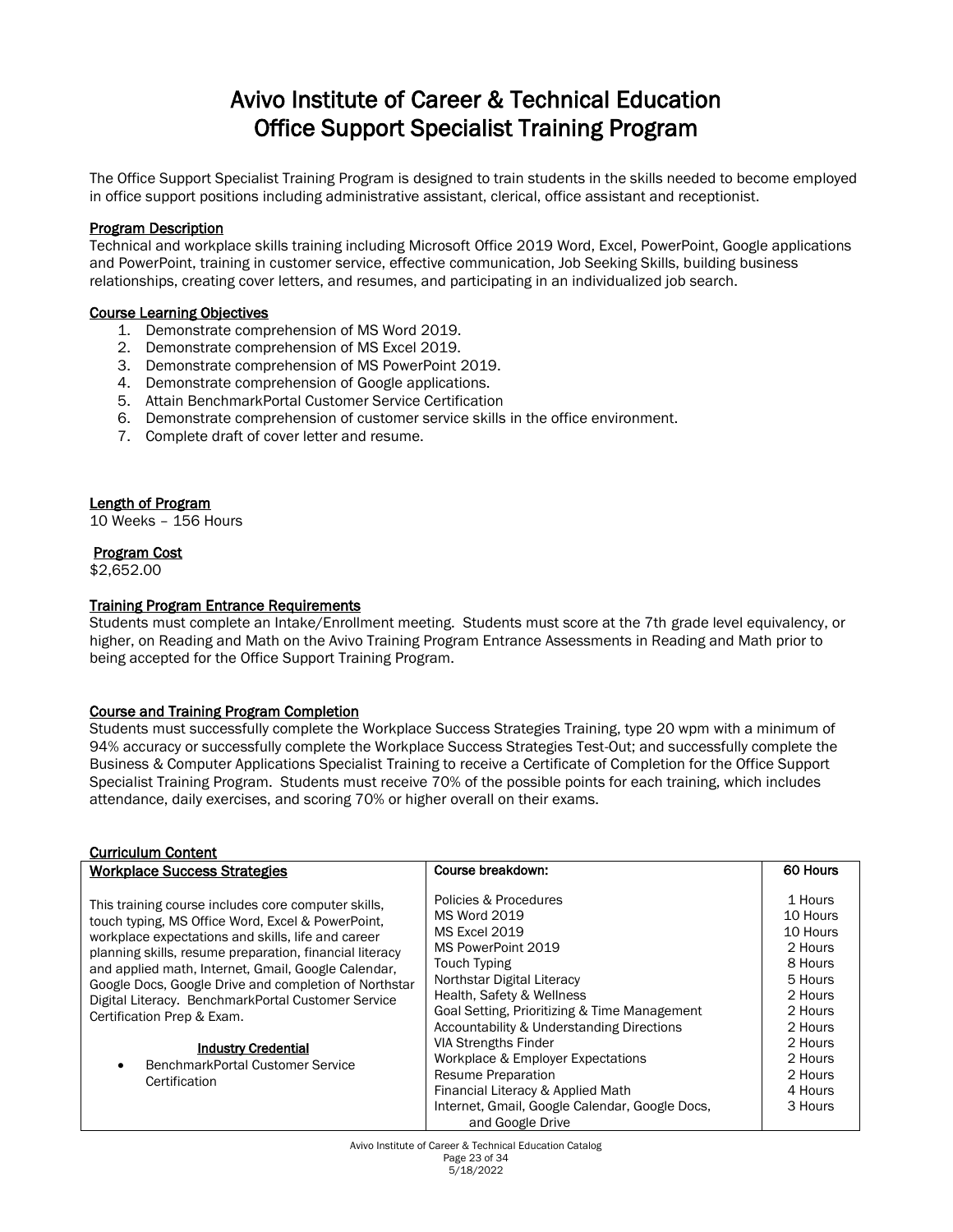# Avivo Institute of Career & Technical Education
# Office Support Specialist Training Program

The Office Support Specialist Training Program is designed to train students in the skills needed to become employed in office support positions including administrative assistant, clerical, office assistant and receptionist.

**Program Description**

Technical and workplace skills training including Microsoft Office 2019 Word, Excel, PowerPoint, Google applications and PowerPoint, training in customer service, effective communication, Job Seeking Skills, building business relationships, creating cover letters, and resumes, and participating in an individualized job search.

**Course Learning Objectives**

1. Demonstrate comprehension of MS Word 2019.
2. Demonstrate comprehension of MS Excel 2019.
3. Demonstrate comprehension of MS PowerPoint 2019.
4. Demonstrate comprehension of Google applications.
5. Attain BenchmarkPortal Customer Service Certification
6. Demonstrate comprehension of customer service skills in the office environment.
7. Complete draft of cover letter and resume.

**Length of Program**

10 Weeks – 156 Hours

**Program Cost**

$2,652.00

**Training Program Entrance Requirements**

Students must complete an Intake/Enrollment meeting. Students must score at the 7th grade level equivalency, or higher, on Reading and Math on the Avivo Training Program Entrance Assessments in Reading and Math prior to being accepted for the Office Support Training Program.

**Course and Training Program Completion**

Students must successfully complete the Workplace Success Strategies Training, type 20 wpm with a minimum of 94% accuracy or successfully complete the Workplace Success Strategies Test-Out; and successfully complete the Business & Computer Applications Specialist Training to receive a Certificate of Completion for the Office Support Specialist Training Program. Students must receive 70% of the possible points for each training, which includes attendance, daily exercises, and scoring 70% or higher overall on their exams.

**Curriculum Content**

| Workplace Success Strategies | Course breakdown: | 60 Hours |
|---|---|---|
| This training course includes core computer skills, touch typing, MS Office Word, Excel & PowerPoint, workplace expectations and skills, life and career planning skills, resume preparation, financial literacy and applied math, Internet, Gmail, Google Calendar, Google Docs, Google Drive and completion of Northstar Digital Literacy. BenchmarkPortal Customer Service Certification Prep & Exam.<br><br>**Industry Credential**<br>• BenchmarkPortal Customer Service Certification | Policies & Procedures<br>MS Word 2019<br>MS Excel 2019<br>MS PowerPoint 2019<br>Touch Typing<br>Northstar Digital Literacy<br>Health, Safety & Wellness<br>Goal Setting, Prioritizing & Time Management<br>Accountability & Understanding Directions<br>VIA Strengths Finder<br>Workplace & Employer Expectations<br>Resume Preparation<br>Financial Literacy & Applied Math<br>Internet, Gmail, Google Calendar, Google Docs, and Google Drive | 1 Hours<br>10 Hours<br>10 Hours<br>2 Hours<br>8 Hours<br>5 Hours<br>2 Hours<br>2 Hours<br>2 Hours<br>2 Hours<br>2 Hours<br>2 Hours<br>4 Hours<br>3 Hours |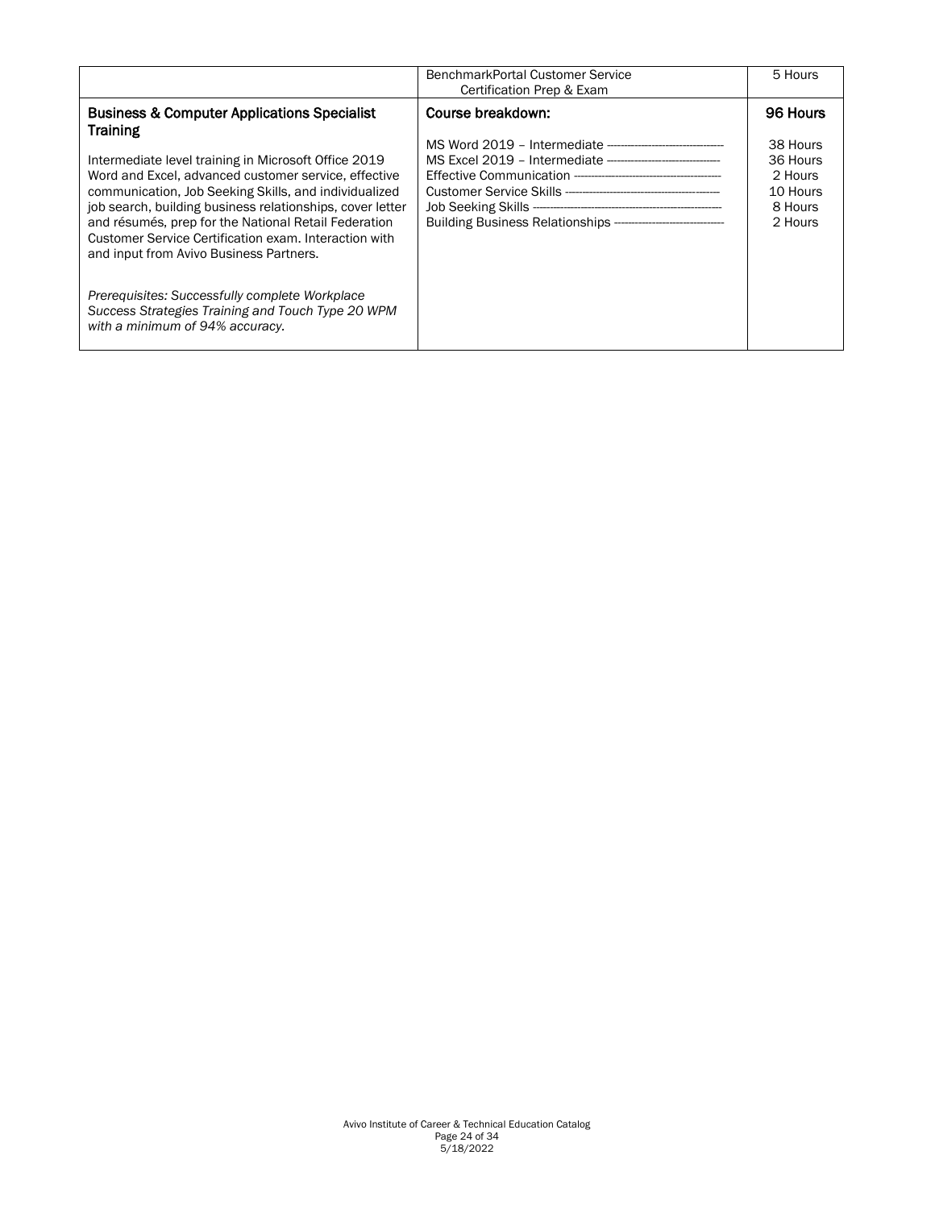| | | |
|---|---|---|
| | BenchmarkPortal Customer Service Certification Prep & Exam | 5 Hours |
| **Business & Computer Applications Specialist Training**<br><br>Intermediate level training in Microsoft Office 2019 Word and Excel, advanced customer service, effective communication, Job Seeking Skills, and individualized job search, building business relationships, cover letter and résumés, prep for the National Retail Federation Customer Service Certification exam. Interaction with and input from Avivo Business Partners.<br><br>*Prerequisites: Successfully complete Workplace Success Strategies Training and Touch Type 20 WPM with a minimum of 94% accuracy.* | **Course breakdown:**<br><br>MS Word 2019 – Intermediate ----------<br>MS Excel 2019 – Intermediate ----------<br>Effective Communication ----------<br>Customer Service Skills ----------<br>Job Seeking Skills ----------<br>Building Business Relationships ---------- | **96 Hours**<br><br>38 Hours<br>36 Hours<br>2 Hours<br>10 Hours<br>8 Hours<br>2 Hours |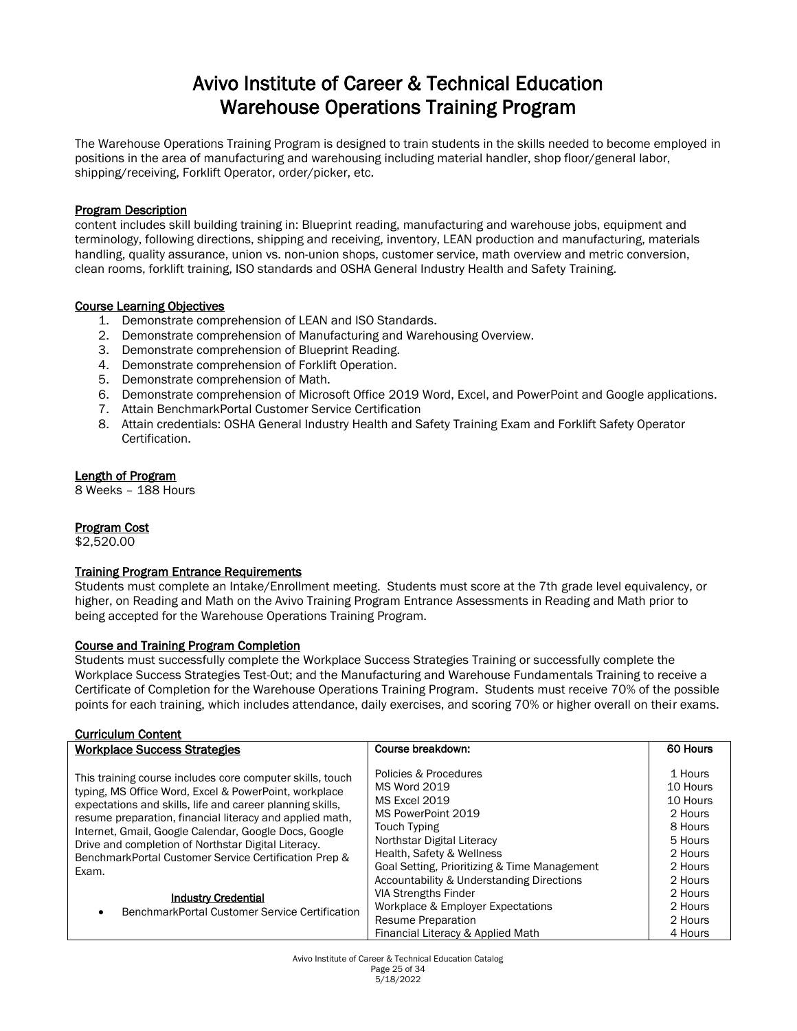# Avivo Institute of Career & Technical Education
# Warehouse Operations Training Program

The Warehouse Operations Training Program is designed to train students in the skills needed to become employed in positions in the area of manufacturing and warehousing including material handler, shop floor/general labor, shipping/receiving, Forklift Operator, order/picker, etc.

## Program Description

content includes skill building training in: Blueprint reading, manufacturing and warehouse jobs, equipment and terminology, following directions, shipping and receiving, inventory, LEAN production and manufacturing, materials handling, quality assurance, union vs. non-union shops, customer service, math overview and metric conversion, clean rooms, forklift training, ISO standards and OSHA General Industry Health and Safety Training.

## Course Learning Objectives

1. Demonstrate comprehension of LEAN and ISO Standards.
2. Demonstrate comprehension of Manufacturing and Warehousing Overview.
3. Demonstrate comprehension of Blueprint Reading.
4. Demonstrate comprehension of Forklift Operation.
5. Demonstrate comprehension of Math.
6. Demonstrate comprehension of Microsoft Office 2019 Word, Excel, and PowerPoint and Google applications.
7. Attain BenchmarkPortal Customer Service Certification
8. Attain credentials: OSHA General Industry Health and Safety Training Exam and Forklift Safety Operator Certification.

## Length of Program

8 Weeks – 188 Hours

## Program Cost

$2,520.00

## Training Program Entrance Requirements

Students must complete an Intake/Enrollment meeting. Students must score at the 7th grade level equivalency, or higher, on Reading and Math on the Avivo Training Program Entrance Assessments in Reading and Math prior to being accepted for the Warehouse Operations Training Program.

## Course and Training Program Completion

Students must successfully complete the Workplace Success Strategies Training or successfully complete the Workplace Success Strategies Test-Out; and the Manufacturing and Warehouse Fundamentals Training to receive a Certificate of Completion for the Warehouse Operations Training Program. Students must receive 70% of the possible points for each training, which includes attendance, daily exercises, and scoring 70% or higher overall on their exams.

## Curriculum Content

| Workplace Success Strategies | Course breakdown: | 60 Hours |
|---|---|---|
| This training course includes core computer skills, touch typing, MS Office Word, Excel & PowerPoint, workplace expectations and skills, life and career planning skills, resume preparation, financial literacy and applied math, Internet, Gmail, Google Calendar, Google Docs, Google Drive and completion of Northstar Digital Literacy. BenchmarkPortal Customer Service Certification Prep & Exam. | Policies & Procedures | 1 Hours |
| | MS Word 2019 | 10 Hours |
| | MS Excel 2019 | 10 Hours |
| | MS PowerPoint 2019 | 2 Hours |
| | Touch Typing | 8 Hours |
| | Northstar Digital Literacy | 5 Hours |
| | Health, Safety & Wellness | 2 Hours |
| | Goal Setting, Prioritizing & Time Management | 2 Hours |
| | Accountability & Understanding Directions | 2 Hours |
| **Industry Credential** | VIA Strengths Finder | 2 Hours |
| • BenchmarkPortal Customer Service Certification | Workplace & Employer Expectations | 2 Hours |
| | Resume Preparation | 2 Hours |
| | Financial Literacy & Applied Math | 4 Hours |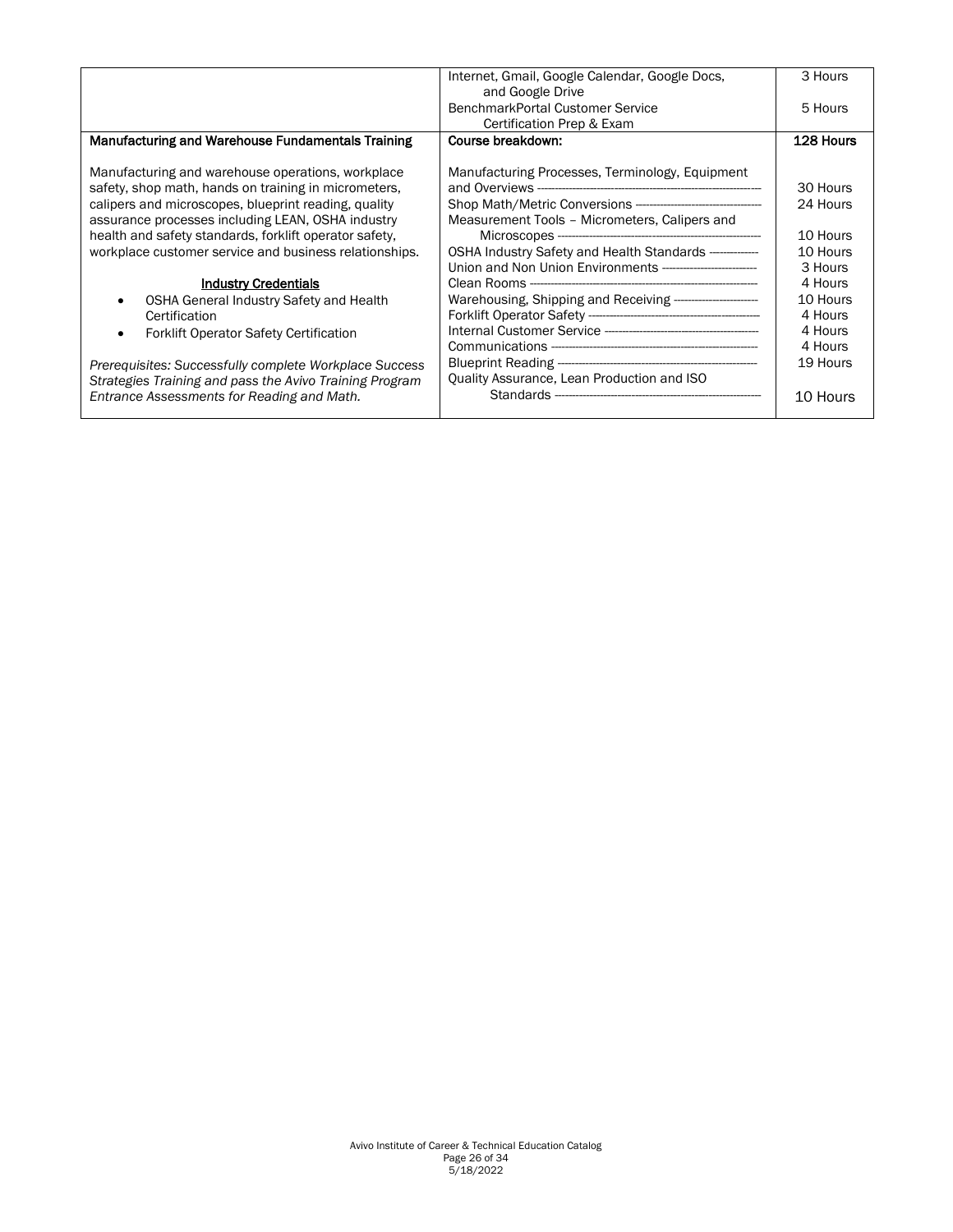| | | |
|---|---|---|
| | Internet, Gmail, Google Calendar, Google Docs, and Google Drive | 3 Hours |
| | BenchmarkPortal Customer Service Certification Prep & Exam | 5 Hours |
| **Manufacturing and Warehouse Fundamentals Training** | **Course breakdown:** | **128 Hours** |
| Manufacturing and warehouse operations, workplace safety, shop math, hands on training in micrometers, calipers and microscopes, blueprint reading, quality assurance processes including LEAN, OSHA industry health and safety standards, forklift operator safety, workplace customer service and business relationships.<br><br>**Industry Credentials**<br>• OSHA General Industry Safety and Health Certification<br>• Forklift Operator Safety Certification<br><br>*Prerequisites: Successfully complete Workplace Success Strategies Training and pass the Avivo Training Program Entrance Assessments for Reading and Math.* | Manufacturing Processes, Terminology, Equipment and Overviews<br>Shop Math/Metric Conversions<br>Measurement Tools – Micrometers, Calipers and Microscopes<br>OSHA Industry Safety and Health Standards<br>Union and Non Union Environments<br>Clean Rooms<br>Warehousing, Shipping and Receiving<br>Forklift Operator Safety<br>Internal Customer Service<br>Communications<br>Blueprint Reading<br>Quality Assurance, Lean Production and ISO Standards | 30 Hours<br>24 Hours<br>10 Hours<br>10 Hours<br>3 Hours<br>4 Hours<br>10 Hours<br>4 Hours<br>4 Hours<br>4 Hours<br>19 Hours<br>10 Hours |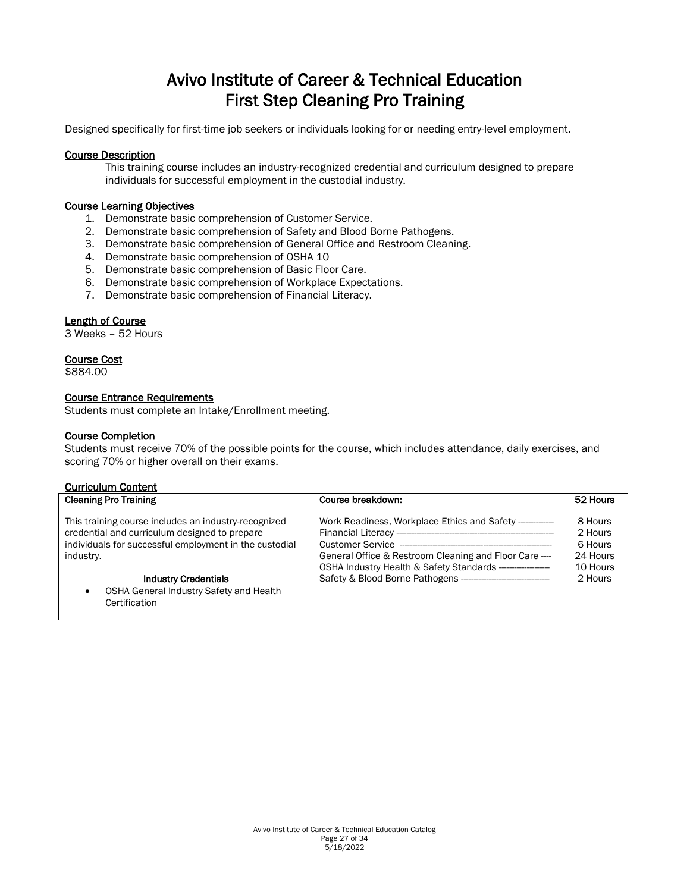# Avivo Institute of Career & Technical Education
# First Step Cleaning Pro Training

Designed specifically for first-time job seekers or individuals looking for or needing entry-level employment.

## Course Description

This training course includes an industry-recognized credential and curriculum designed to prepare individuals for successful employment in the custodial industry.

## Course Learning Objectives

1. Demonstrate basic comprehension of Customer Service.
2. Demonstrate basic comprehension of Safety and Blood Borne Pathogens.
3. Demonstrate basic comprehension of General Office and Restroom Cleaning.
4. Demonstrate basic comprehension of OSHA 10
5. Demonstrate basic comprehension of Basic Floor Care.
6. Demonstrate basic comprehension of Workplace Expectations.
7. Demonstrate basic comprehension of Financial Literacy.

## Length of Course

3 Weeks – 52 Hours

## Course Cost

$884.00

## Course Entrance Requirements

Students must complete an Intake/Enrollment meeting.

## Course Completion

Students must receive 70% of the possible points for the course, which includes attendance, daily exercises, and scoring 70% or higher overall on their exams.

## Curriculum Content

| Cleaning Pro Training | Course breakdown: | 52 Hours |
|---|---|---|
| This training course includes an industry-recognized credential and curriculum designed to prepare individuals for successful employment in the custodial industry.<br><br>**Industry Credentials**<br>• OSHA General Industry Safety and Health Certification | Work Readiness, Workplace Ethics and Safety ------------<br>Financial Literacy ------------<br>Customer Service ------------<br>General Office & Restroom Cleaning and Floor Care ----<br>OSHA Industry Health & Safety Standards ------------<br>Safety & Blood Borne Pathogens ------------ | 8 Hours<br>2 Hours<br>6 Hours<br>24 Hours<br>10 Hours<br>2 Hours |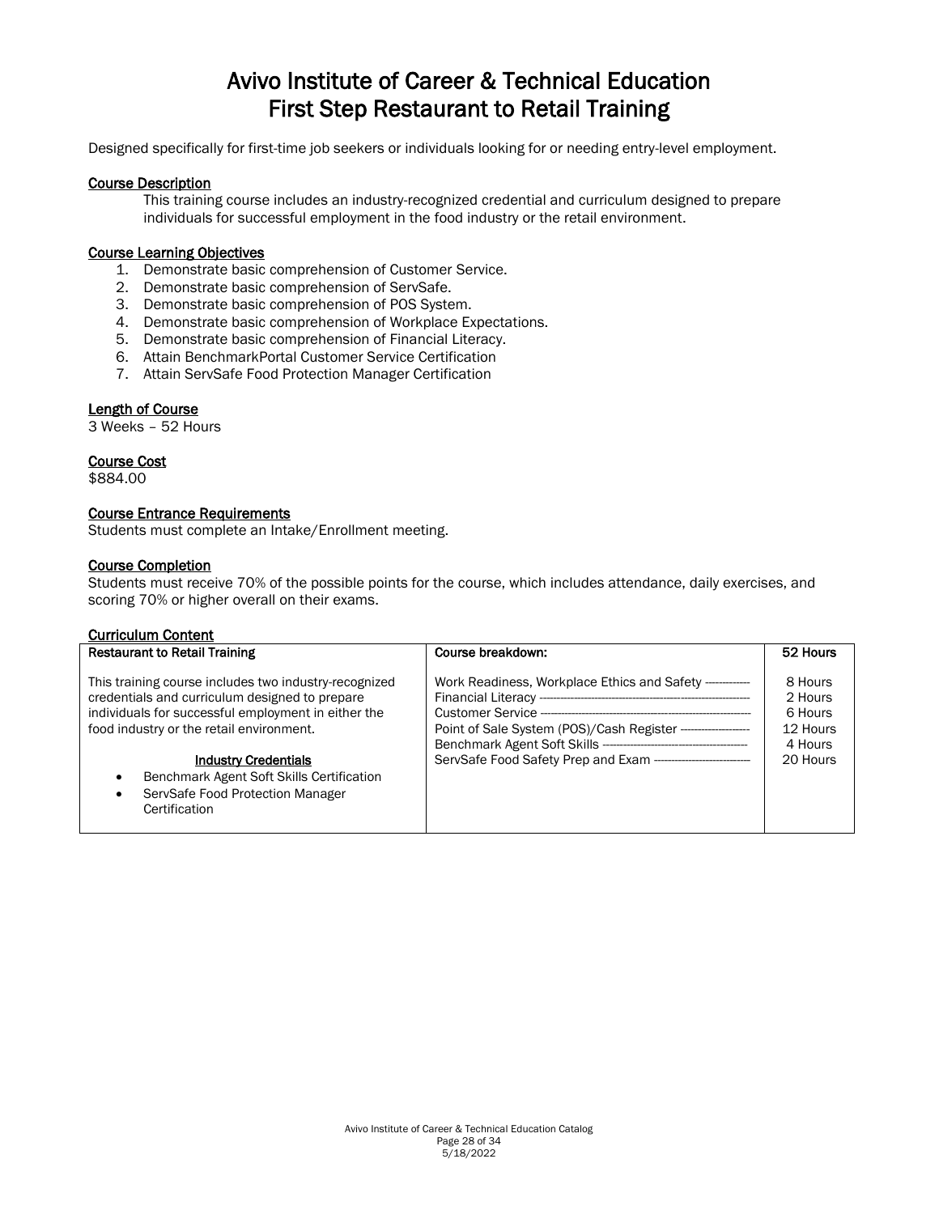# Avivo Institute of Career & Technical Education
# First Step Restaurant to Retail Training

Designed specifically for first-time job seekers or individuals looking for or needing entry-level employment.

### Course Description

This training course includes an industry-recognized credential and curriculum designed to prepare individuals for successful employment in the food industry or the retail environment.

### Course Learning Objectives

1. Demonstrate basic comprehension of Customer Service.
2. Demonstrate basic comprehension of ServSafe.
3. Demonstrate basic comprehension of POS System.
4. Demonstrate basic comprehension of Workplace Expectations.
5. Demonstrate basic comprehension of Financial Literacy.
6. Attain BenchmarkPortal Customer Service Certification
7. Attain ServSafe Food Protection Manager Certification

### Length of Course

3 Weeks – 52 Hours

### Course Cost

$884.00

### Course Entrance Requirements

Students must complete an Intake/Enrollment meeting.

### Course Completion

Students must receive 70% of the possible points for the course, which includes attendance, daily exercises, and scoring 70% or higher overall on their exams.

### Curriculum Content

| Restaurant to Retail Training | Course breakdown: | 52 Hours |
|---|---|---|
| This training course includes two industry-recognized credentials and curriculum designed to prepare individuals for successful employment in either the food industry or the retail environment.<br><br>**Industry Credentials**<br>• Benchmark Agent Soft Skills Certification<br>• ServSafe Food Protection Manager Certification | Work Readiness, Workplace Ethics and Safety<br>Financial Literacy<br>Customer Service<br>Point of Sale System (POS)/Cash Register<br>Benchmark Agent Soft Skills<br>ServSafe Food Safety Prep and Exam | 8 Hours<br>2 Hours<br>6 Hours<br>12 Hours<br>4 Hours<br>20 Hours |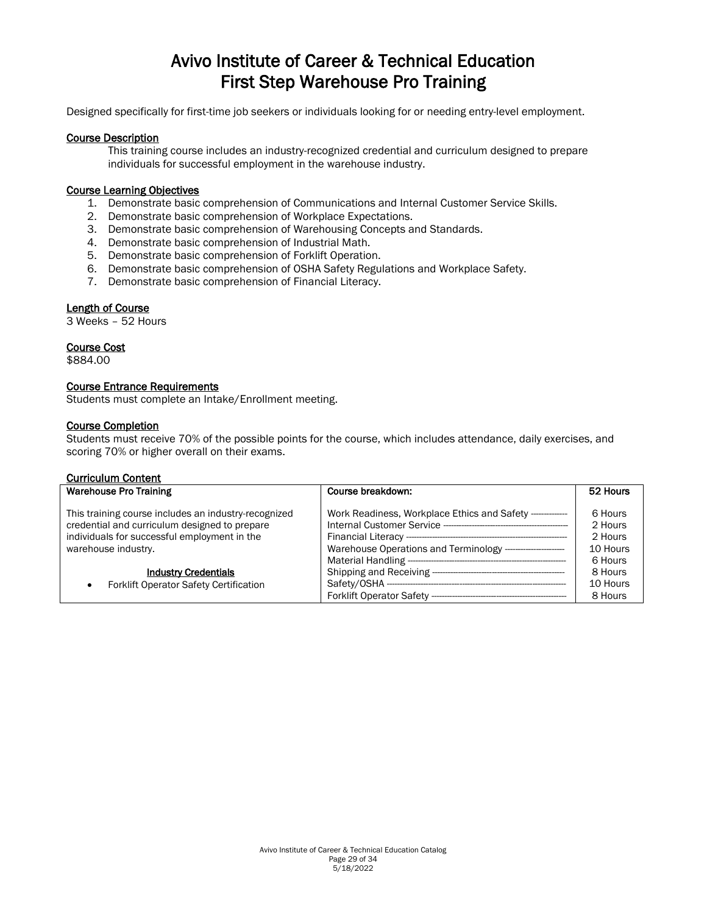# Avivo Institute of Career & Technical Education
# First Step Warehouse Pro Training

Designed specifically for first-time job seekers or individuals looking for or needing entry-level employment.

### Course Description

This training course includes an industry-recognized credential and curriculum designed to prepare individuals for successful employment in the warehouse industry.

### Course Learning Objectives

1. Demonstrate basic comprehension of Communications and Internal Customer Service Skills.
2. Demonstrate basic comprehension of Workplace Expectations.
3. Demonstrate basic comprehension of Warehousing Concepts and Standards.
4. Demonstrate basic comprehension of Industrial Math.
5. Demonstrate basic comprehension of Forklift Operation.
6. Demonstrate basic comprehension of OSHA Safety Regulations and Workplace Safety.
7. Demonstrate basic comprehension of Financial Literacy.

### Length of Course

3 Weeks – 52 Hours

### Course Cost

$884.00

### Course Entrance Requirements

Students must complete an Intake/Enrollment meeting.

### Course Completion

Students must receive 70% of the possible points for the course, which includes attendance, daily exercises, and scoring 70% or higher overall on their exams.

### Curriculum Content

| Warehouse Pro Training | Course breakdown: | 52 Hours |
|---|---|---|
| This training course includes an industry-recognized credential and curriculum designed to prepare individuals for successful employment in the warehouse industry. | Work Readiness, Workplace Ethics and Safety | 6 Hours |
| | Internal Customer Service | 2 Hours |
| | Financial Literacy | 2 Hours |
| | Warehouse Operations and Terminology | 10 Hours |
| **Industry Credentials** | Material Handling | 6 Hours |
| • Forklift Operator Safety Certification | Shipping and Receiving | 8 Hours |
| | Safety/OSHA | 10 Hours |
| | Forklift Operator Safety | 8 Hours |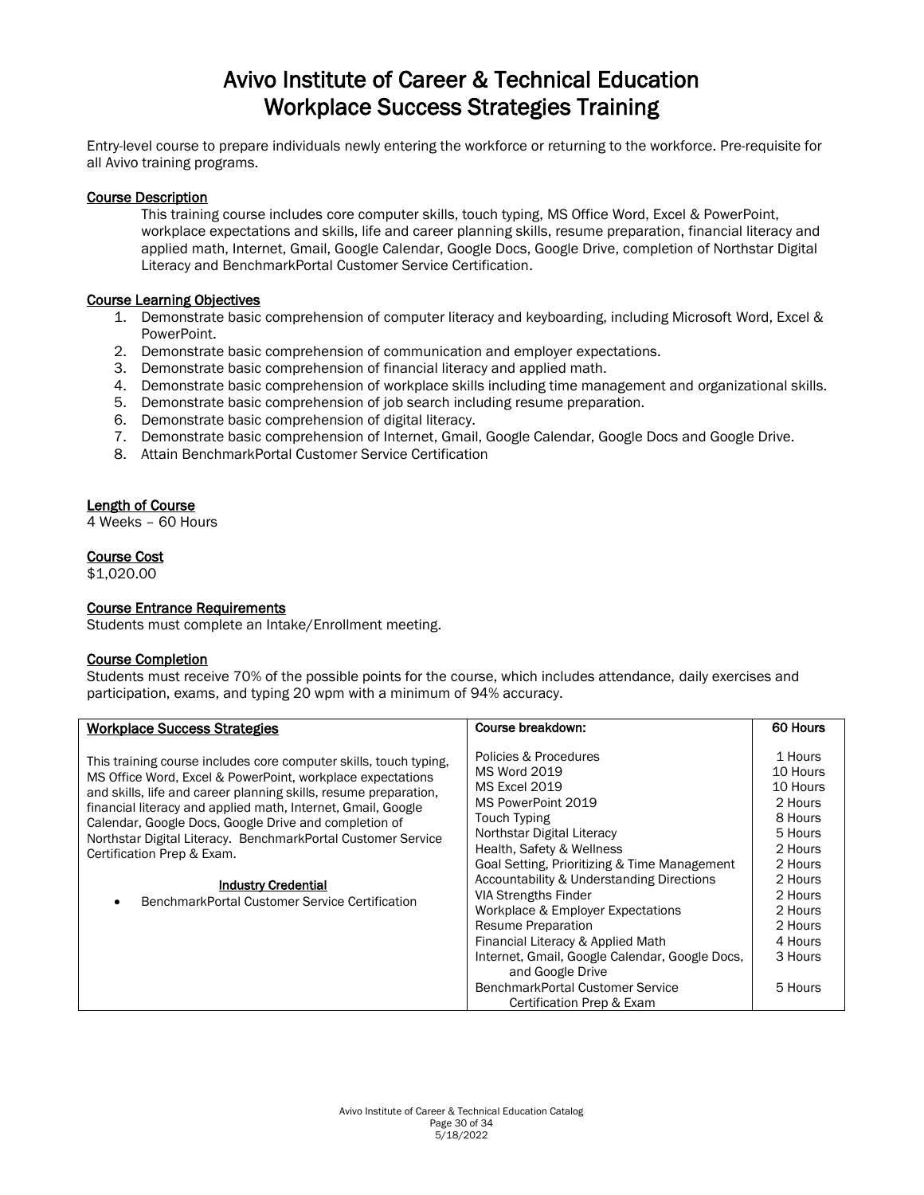# Avivo Institute of Career & Technical Education
# Workplace Success Strategies Training

Entry-level course to prepare individuals newly entering the workforce or returning to the workforce. Pre-requisite for all Avivo training programs.

**Course Description**

This training course includes core computer skills, touch typing, MS Office Word, Excel & PowerPoint, workplace expectations and skills, life and career planning skills, resume preparation, financial literacy and applied math, Internet, Gmail, Google Calendar, Google Docs, Google Drive, completion of Northstar Digital Literacy and BenchmarkPortal Customer Service Certification.

**Course Learning Objectives**

1. Demonstrate basic comprehension of computer literacy and keyboarding, including Microsoft Word, Excel & PowerPoint.
2. Demonstrate basic comprehension of communication and employer expectations.
3. Demonstrate basic comprehension of financial literacy and applied math.
4. Demonstrate basic comprehension of workplace skills including time management and organizational skills.
5. Demonstrate basic comprehension of job search including resume preparation.
6. Demonstrate basic comprehension of digital literacy.
7. Demonstrate basic comprehension of Internet, Gmail, Google Calendar, Google Docs and Google Drive.
8. Attain BenchmarkPortal Customer Service Certification

**Length of Course**
4 Weeks – 60 Hours

**Course Cost**
$1,020.00

**Course Entrance Requirements**
Students must complete an Intake/Enrollment meeting.

**Course Completion**
Students must receive 70% of the possible points for the course, which includes attendance, daily exercises and participation, exams, and typing 20 wpm with a minimum of 94% accuracy.

| Workplace Success Strategies | Course breakdown: | 60 Hours |
|---|---|---|
| This training course includes core computer skills, touch typing, MS Office Word, Excel & PowerPoint, workplace expectations and skills, life and career planning skills, resume preparation, financial literacy and applied math, Internet, Gmail, Google Calendar, Google Docs, Google Drive and completion of Northstar Digital Literacy. BenchmarkPortal Customer Service Certification Prep & Exam. | Policies & Procedures | 1 Hours |
| | MS Word 2019 | 10 Hours |
| | MS Excel 2019 | 10 Hours |
| | MS PowerPoint 2019 | 2 Hours |
| | Touch Typing | 8 Hours |
| | Northstar Digital Literacy | 5 Hours |
| | Health, Safety & Wellness | 2 Hours |
| | Goal Setting, Prioritizing & Time Management | 2 Hours |
| **Industry Credential** | Accountability & Understanding Directions | 2 Hours |
| • BenchmarkPortal Customer Service Certification | VIA Strengths Finder | 2 Hours |
| | Workplace & Employer Expectations | 2 Hours |
| | Resume Preparation | 2 Hours |
| | Financial Literacy & Applied Math | 4 Hours |
| | Internet, Gmail, Google Calendar, Google Docs, and Google Drive | 3 Hours |
| | BenchmarkPortal Customer Service Certification Prep & Exam | 5 Hours |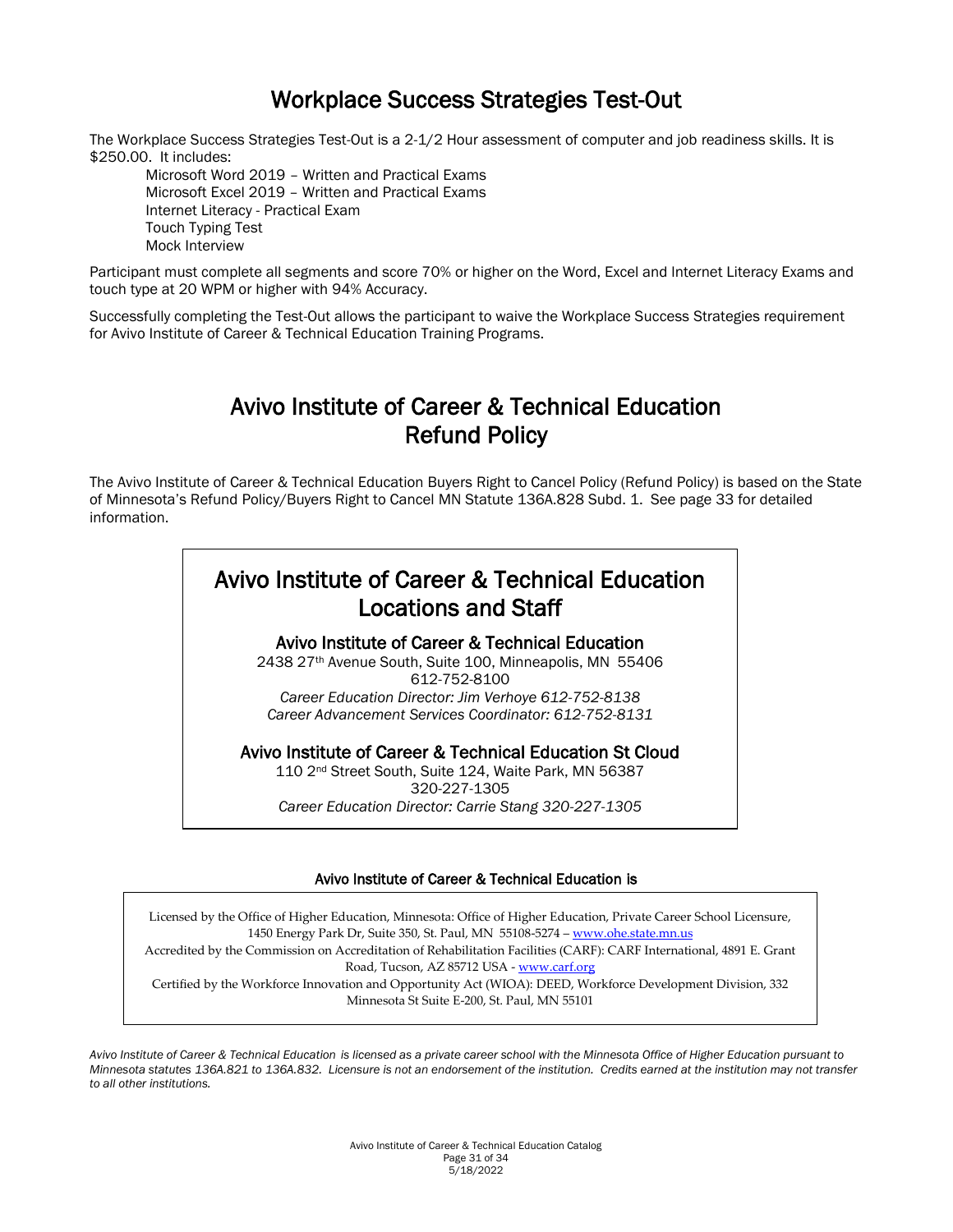# Workplace Success Strategies Test-Out

The Workplace Success Strategies Test-Out is a 2-1/2 Hour assessment of computer and job readiness skills. It is $250.00. It includes:

Microsoft Word 2019 – Written and Practical Exams
Microsoft Excel 2019 – Written and Practical Exams
Internet Literacy - Practical Exam
Touch Typing Test
Mock Interview

Participant must complete all segments and score 70% or higher on the Word, Excel and Internet Literacy Exams and touch type at 20 WPM or higher with 94% Accuracy.

Successfully completing the Test-Out allows the participant to waive the Workplace Success Strategies requirement for Avivo Institute of Career & Technical Education Training Programs.

# Avivo Institute of Career & Technical Education Refund Policy

The Avivo Institute of Career & Technical Education Buyers Right to Cancel Policy (Refund Policy) is based on the State of Minnesota's Refund Policy/Buyers Right to Cancel MN Statute 136A.828 Subd. 1. See page 33 for detailed information.

## Avivo Institute of Career & Technical Education Locations and Staff

### Avivo Institute of Career & Technical Education

2438 27th Avenue South, Suite 100, Minneapolis, MN 55406
612-752-8100
*Career Education Director: Jim Verhoye 612-752-8138*
*Career Advancement Services Coordinator: 612-752-8131*

### Avivo Institute of Career & Technical Education St Cloud

110 2nd Street South, Suite 124, Waite Park, MN 56387
320-227-1305
*Career Education Director: Carrie Stang 320-227-1305*

#### Avivo Institute of Career & Technical Education is

Licensed by the Office of Higher Education, Minnesota: Office of Higher Education, Private Career School Licensure, 1450 Energy Park Dr, Suite 350, St. Paul, MN 55108-5274 – www.ohe.state.mn.us
Accredited by the Commission on Accreditation of Rehabilitation Facilities (CARF): CARF International, 4891 E. Grant Road, Tucson, AZ 85712 USA - www.carf.org
Certified by the Workforce Innovation and Opportunity Act (WIOA): DEED, Workforce Development Division, 332 Minnesota St Suite E-200, St. Paul, MN 55101

*Avivo Institute of Career & Technical Education is licensed as a private career school with the Minnesota Office of Higher Education pursuant to Minnesota statutes 136A.821 to 136A.832. Licensure is not an endorsement of the institution. Credits earned at the institution may not transfer to all other institutions.*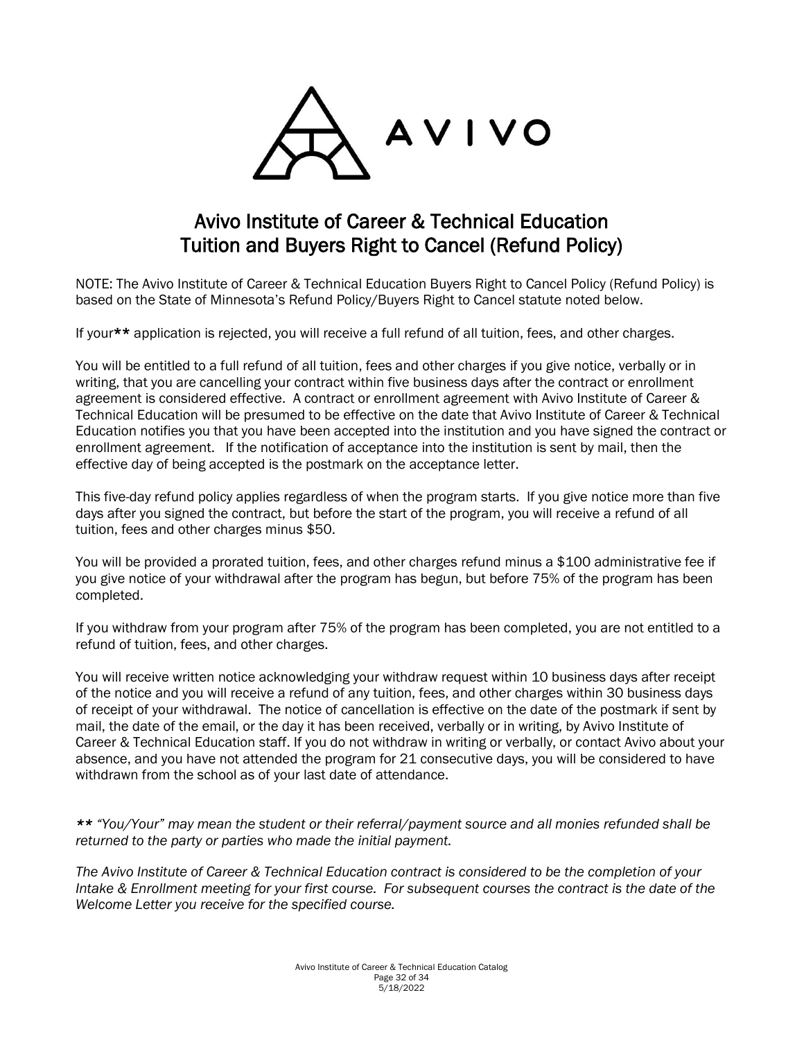# Avivo Institute of Career & Technical Education
# Tuition and Buyers Right to Cancel (Refund Policy)

NOTE: The Avivo Institute of Career & Technical Education Buyers Right to Cancel Policy (Refund Policy) is based on the State of Minnesota's Refund Policy/Buyers Right to Cancel statute noted below.

If your** application is rejected, you will receive a full refund of all tuition, fees, and other charges.

You will be entitled to a full refund of all tuition, fees and other charges if you give notice, verbally or in writing, that you are cancelling your contract within five business days after the contract or enrollment agreement is considered effective. A contract or enrollment agreement with Avivo Institute of Career & Technical Education will be presumed to be effective on the date that Avivo Institute of Career & Technical Education notifies you that you have been accepted into the institution and you have signed the contract or enrollment agreement. If the notification of acceptance into the institution is sent by mail, then the effective day of being accepted is the postmark on the acceptance letter.

This five-day refund policy applies regardless of when the program starts. If you give notice more than five days after you signed the contract, but before the start of the program, you will receive a refund of all tuition, fees and other charges minus $50.

You will be provided a prorated tuition, fees, and other charges refund minus a $100 administrative fee if you give notice of your withdrawal after the program has begun, but before 75% of the program has been completed.

If you withdraw from your program after 75% of the program has been completed, you are not entitled to a refund of tuition, fees, and other charges.

You will receive written notice acknowledging your withdraw request within 10 business days after receipt of the notice and you will receive a refund of any tuition, fees, and other charges within 30 business days of receipt of your withdrawal. The notice of cancellation is effective on the date of the postmark if sent by mail, the date of the email, or the day it has been received, verbally or in writing, by Avivo Institute of Career & Technical Education staff. If you do not withdraw in writing or verbally, or contact Avivo about your absence, and you have not attended the program for 21 consecutive days, you will be considered to have withdrawn from the school as of your last date of attendance.

*** "You/Your" may mean the student or their referral/payment source and all monies refunded shall be returned to the party or parties who made the initial payment.*

*The Avivo Institute of Career & Technical Education contract is considered to be the completion of your Intake & Enrollment meeting for your first course. For subsequent courses the contract is the date of the Welcome Letter you receive for the specified course.*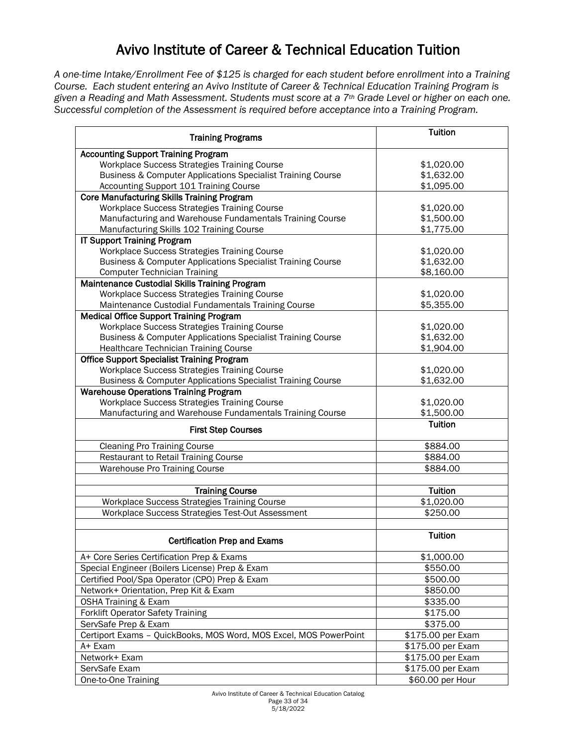# Avivo Institute of Career & Technical Education Tuition

*A one-time Intake/Enrollment Fee of $125 is charged for each student before enrollment into a Training Course. Each student entering an Avivo Institute of Career & Technical Education Training Program is given a Reading and Math Assessment. Students must score at a 7th Grade Level or higher on each one. Successful completion of the Assessment is required before acceptance into a Training Program.*

| Training Programs | Tuition |
|---|---|
| **Accounting Support Training Program** | |
| Workplace Success Strategies Training Course | $1,020.00 |
| Business & Computer Applications Specialist Training Course | $1,632.00 |
| Accounting Support 101 Training Course | $1,095.00 |
| **Core Manufacturing Skills Training Program** | |
| Workplace Success Strategies Training Course | $1,020.00 |
| Manufacturing and Warehouse Fundamentals Training Course | $1,500.00 |
| Manufacturing Skills 102 Training Course | $1,775.00 |
| **IT Support Training Program** | |
| Workplace Success Strategies Training Course | $1,020.00 |
| Business & Computer Applications Specialist Training Course | $1,632.00 |
| Computer Technician Training | $8,160.00 |
| **Maintenance Custodial Skills Training Program** | |
| Workplace Success Strategies Training Course | $1,020.00 |
| Maintenance Custodial Fundamentals Training Course | $5,355.00 |
| **Medical Office Support Training Program** | |
| Workplace Success Strategies Training Course | $1,020.00 |
| Business & Computer Applications Specialist Training Course | $1,632.00 |
| Healthcare Technician Training Course | $1,904.00 |
| **Office Support Specialist Training Program** | |
| Workplace Success Strategies Training Course | $1,020.00 |
| Business & Computer Applications Specialist Training Course | $1,632.00 |
| **Warehouse Operations Training Program** | |
| Workplace Success Strategies Training Course | $1,020.00 |
| Manufacturing and Warehouse Fundamentals Training Course | $1,500.00 |
| **First Step Courses** | **Tuition** |
| Cleaning Pro Training Course | $884.00 |
| Restaurant to Retail Training Course | $884.00 |
| Warehouse Pro Training Course | $884.00 |
| | |
| **Training Course** | **Tuition** |
| Workplace Success Strategies Training Course | $1,020.00 |
| Workplace Success Strategies Test-Out Assessment | $250.00 |
| | |
| **Certification Prep and Exams** | **Tuition** |
| A+ Core Series Certification Prep & Exams | $1,000.00 |
| Special Engineer (Boilers License) Prep & Exam | $550.00 |
| Certified Pool/Spa Operator (CPO) Prep & Exam | $500.00 |
| Network+ Orientation, Prep Kit & Exam | $850.00 |
| OSHA Training & Exam | $335.00 |
| Forklift Operator Safety Training | $175.00 |
| ServSafe Prep & Exam | $375.00 |
| Certiport Exams – QuickBooks, MOS Word, MOS Excel, MOS PowerPoint | $175.00 per Exam |
| A+ Exam | $175.00 per Exam |
| Network+ Exam | $175.00 per Exam |
| ServSafe Exam | $175.00 per Exam |
| One-to-One Training | $60.00 per Hour |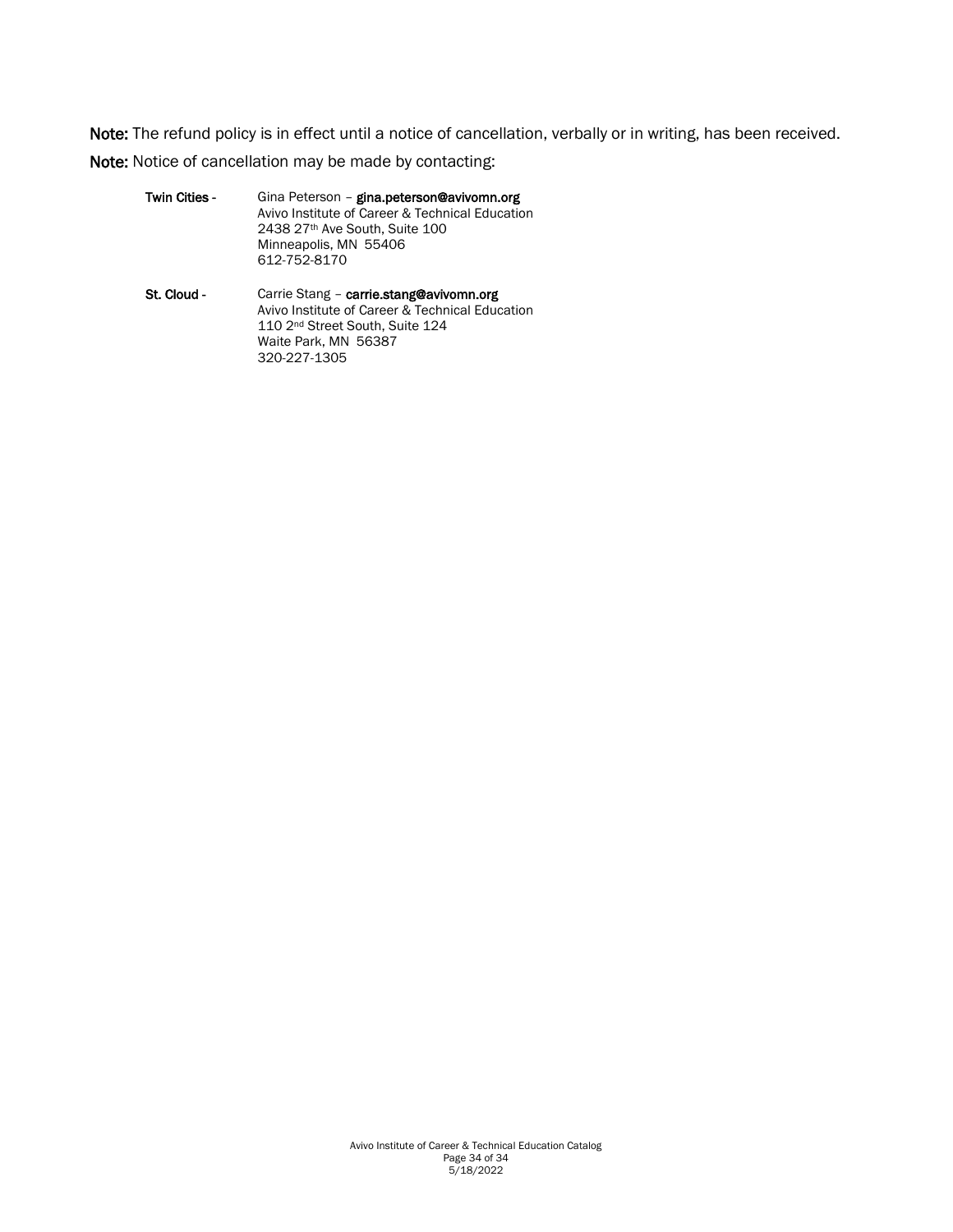**Note:** The refund policy is in effect until a notice of cancellation, verbally or in writing, has been received.

**Note:** Notice of cancellation may be made by contacting:

**Twin Cities -** Gina Peterson – **gina.peterson@avivomn.org**
Avivo Institute of Career & Technical Education
2438 27th Ave South, Suite 100
Minneapolis, MN 55406
612-752-8170

**St. Cloud -** Carrie Stang – **carrie.stang@avivomn.org**
Avivo Institute of Career & Technical Education
110 2nd Street South, Suite 124
Waite Park, MN 56387
320-227-1305